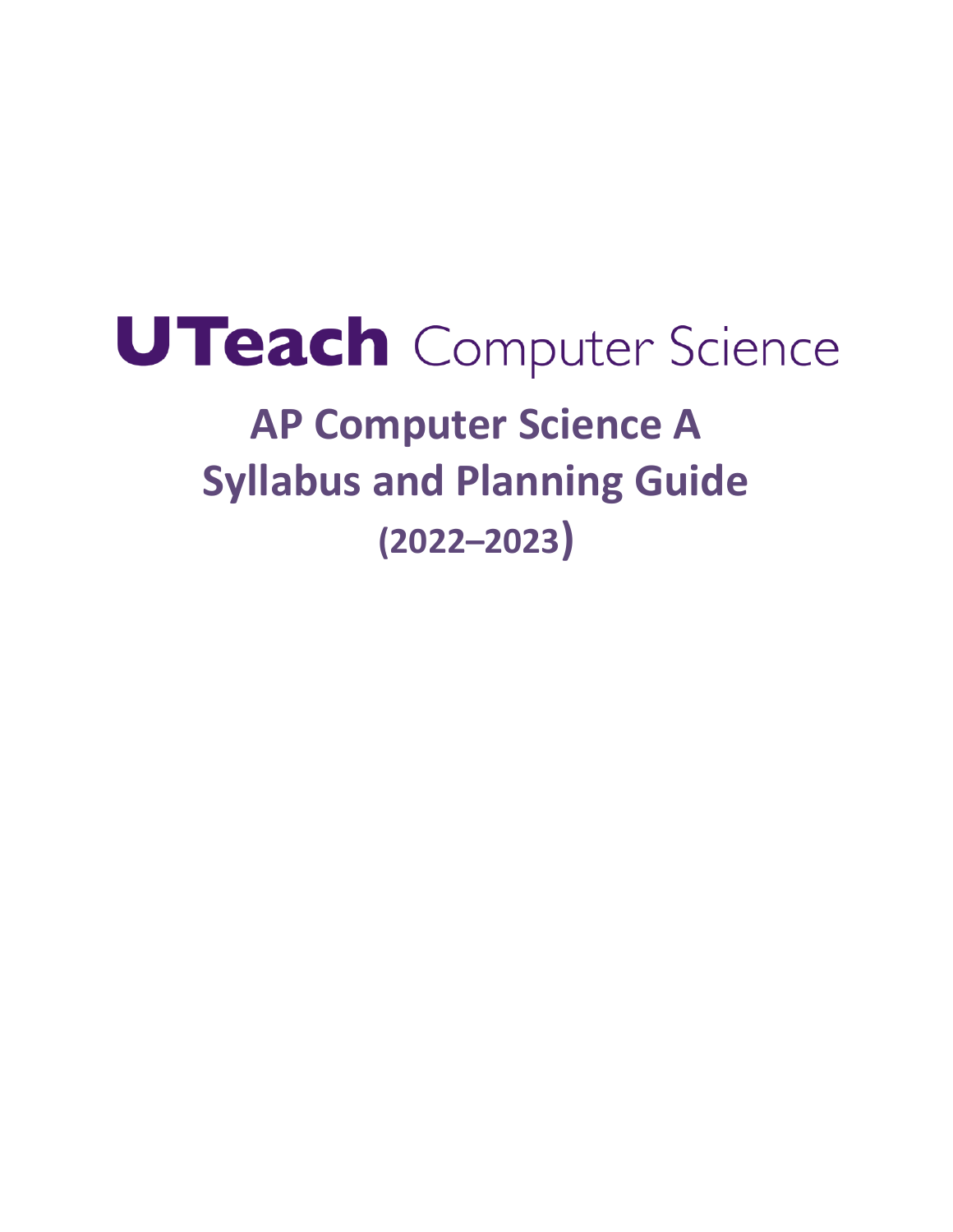# UTeach Computer Science

## AP Computer Science A
## Syllabus and Planning Guide
## (2022–2023)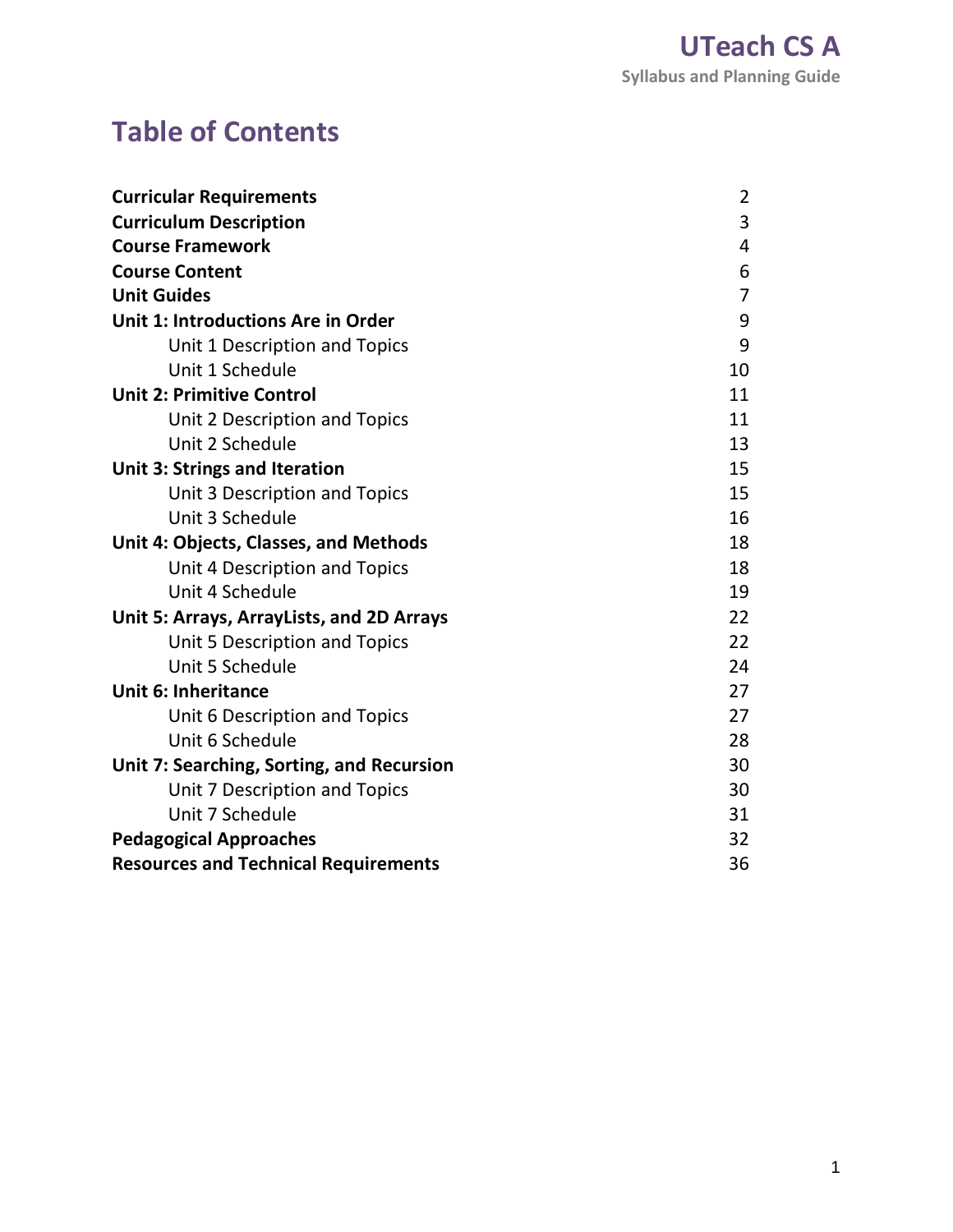# Table of Contents

| | |
|---|---|
| **Curricular Requirements** | 2 |
| **Curriculum Description** | 3 |
| **Course Framework** | 4 |
| **Course Content** | 6 |
| **Unit Guides** | 7 |
| **Unit 1: Introductions Are in Order** | 9 |
| Unit 1 Description and Topics | 9 |
| Unit 1 Schedule | 10 |
| **Unit 2: Primitive Control** | 11 |
| Unit 2 Description and Topics | 11 |
| Unit 2 Schedule | 13 |
| **Unit 3: Strings and Iteration** | 15 |
| Unit 3 Description and Topics | 15 |
| Unit 3 Schedule | 16 |
| **Unit 4: Objects, Classes, and Methods** | 18 |
| Unit 4 Description and Topics | 18 |
| Unit 4 Schedule | 19 |
| **Unit 5: Arrays, ArrayLists, and 2D Arrays** | 22 |
| Unit 5 Description and Topics | 22 |
| Unit 5 Schedule | 24 |
| **Unit 6: Inheritance** | 27 |
| Unit 6 Description and Topics | 27 |
| Unit 6 Schedule | 28 |
| **Unit 7: Searching, Sorting, and Recursion** | 30 |
| Unit 7 Description and Topics | 30 |
| Unit 7 Schedule | 31 |
| **Pedagogical Approaches** | 32 |
| **Resources and Technical Requirements** | 36 |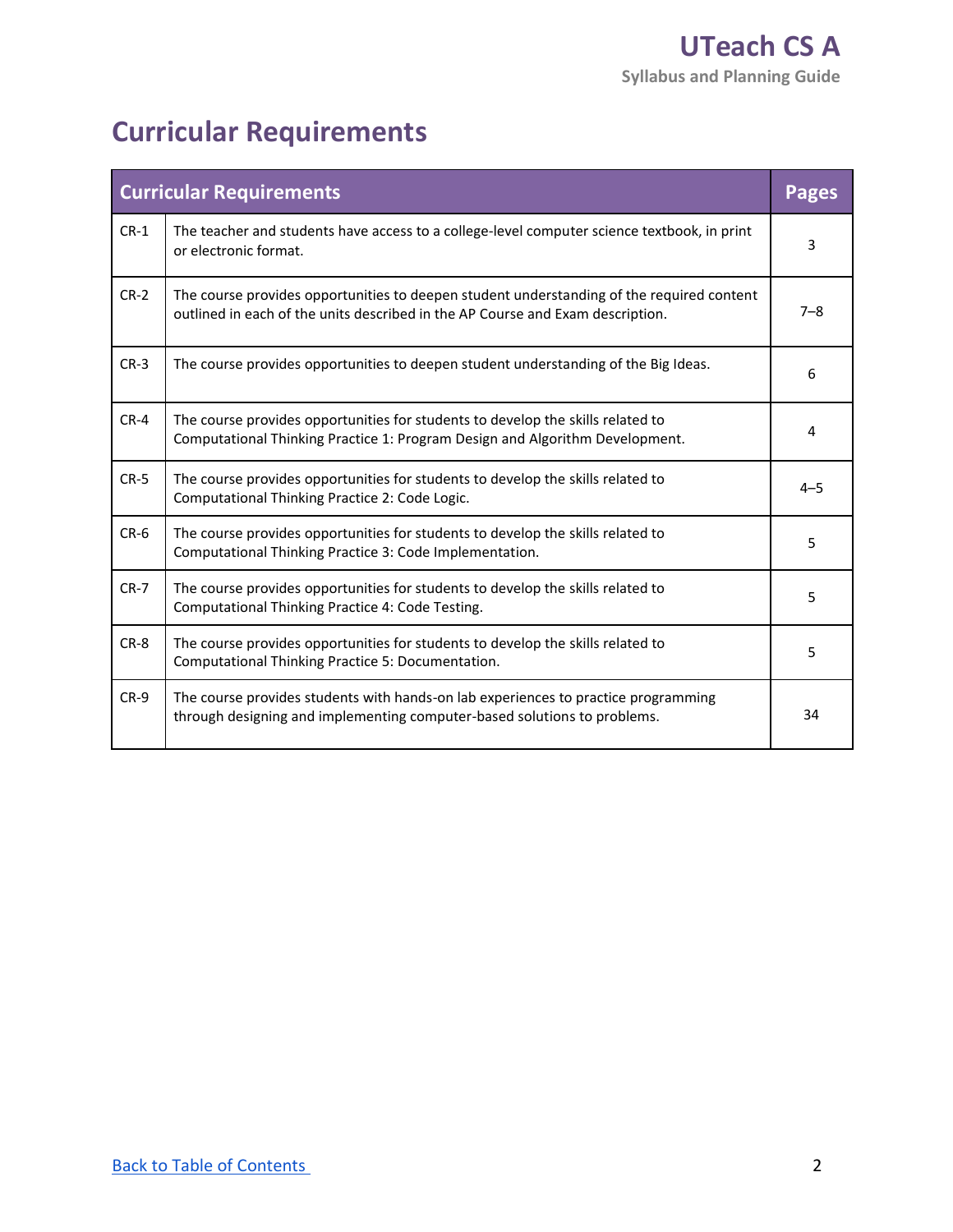# Curricular Requirements

| Curricular Requirements | | Pages |
|---|---|---|
| CR-1 | The teacher and students have access to a college-level computer science textbook, in print or electronic format. | 3 |
| CR-2 | The course provides opportunities to deepen student understanding of the required content outlined in each of the units described in the AP Course and Exam description. | 7–8 |
| CR-3 | The course provides opportunities to deepen student understanding of the Big Ideas. | 6 |
| CR-4 | The course provides opportunities for students to develop the skills related to Computational Thinking Practice 1: Program Design and Algorithm Development. | 4 |
| CR-5 | The course provides opportunities for students to develop the skills related to Computational Thinking Practice 2: Code Logic. | 4–5 |
| CR-6 | The course provides opportunities for students to develop the skills related to Computational Thinking Practice 3: Code Implementation. | 5 |
| CR-7 | The course provides opportunities for students to develop the skills related to Computational Thinking Practice 4: Code Testing. | 5 |
| CR-8 | The course provides opportunities for students to develop the skills related to Computational Thinking Practice 5: Documentation. | 5 |
| CR-9 | The course provides students with hands-on lab experiences to practice programming through designing and implementing computer-based solutions to problems. | 34 |

[Back to Table of Contents](#)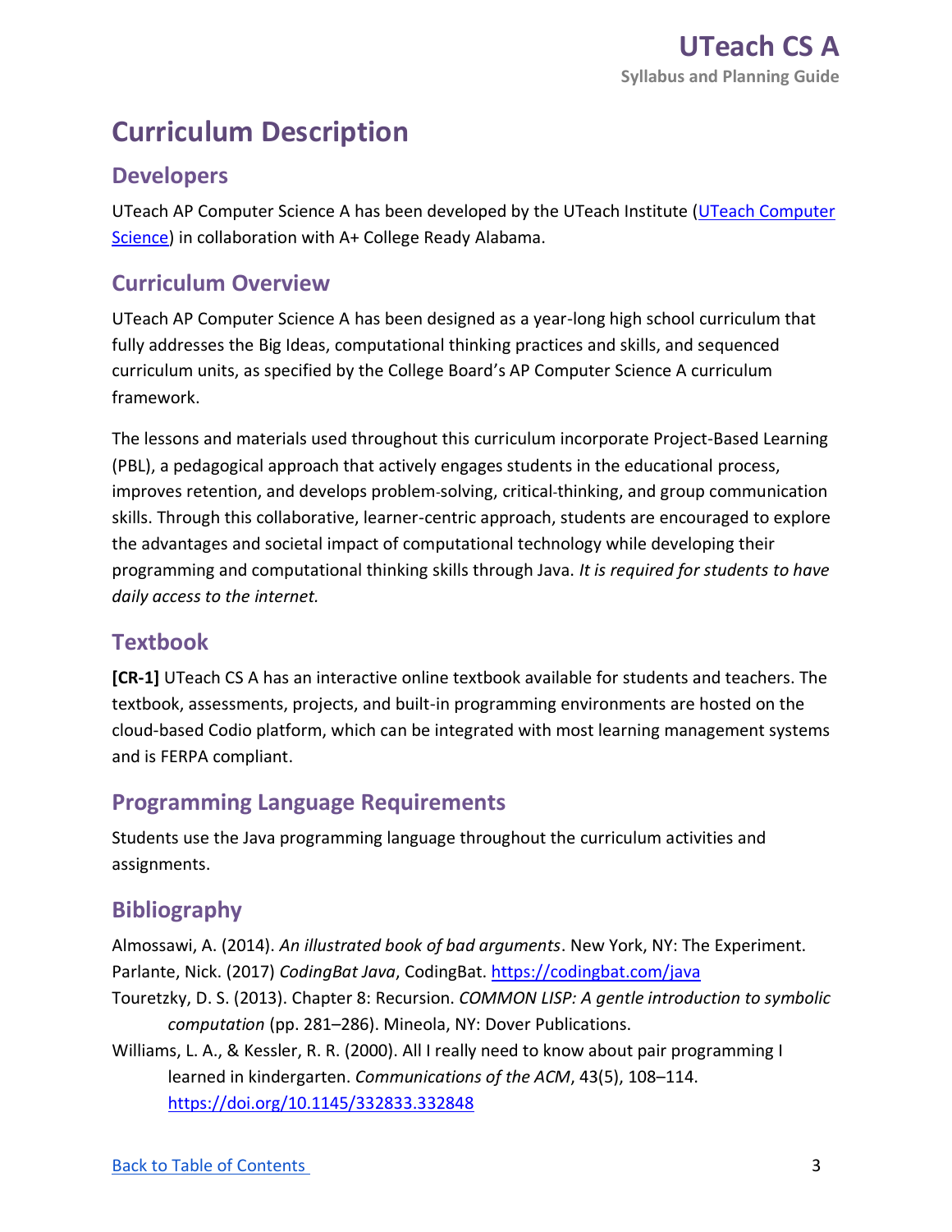# Curriculum Description

## Developers

UTeach AP Computer Science A has been developed by the UTeach Institute ([UTeach Computer Science]()) in collaboration with A+ College Ready Alabama.

## Curriculum Overview

UTeach AP Computer Science A has been designed as a year-long high school curriculum that fully addresses the Big Ideas, computational thinking practices and skills, and sequenced curriculum units, as specified by the College Board's AP Computer Science A curriculum framework.

The lessons and materials used throughout this curriculum incorporate Project-Based Learning (PBL), a pedagogical approach that actively engages students in the educational process, improves retention, and develops problem-solving, critical-thinking, and group communication skills. Through this collaborative, learner-centric approach, students are encouraged to explore the advantages and societal impact of computational technology while developing their programming and computational thinking skills through Java. *It is required for students to have daily access to the internet.*

## Textbook

**[CR-1]** UTeach CS A has an interactive online textbook available for students and teachers. The textbook, assessments, projects, and built-in programming environments are hosted on the cloud-based Codio platform, which can be integrated with most learning management systems and is FERPA compliant.

## Programming Language Requirements

Students use the Java programming language throughout the curriculum activities and assignments.

## Bibliography

Almossawi, A. (2014). *An illustrated book of bad arguments*. New York, NY: The Experiment.

Parlante, Nick. (2017) *CodingBat Java*, CodingBat. https://codingbat.com/java

Touretzky, D. S. (2013). Chapter 8: Recursion. *COMMON LISP: A gentle introduction to symbolic computation* (pp. 281–286). Mineola, NY: Dover Publications.

Williams, L. A., & Kessler, R. R. (2000). All I really need to know about pair programming I learned in kindergarten. *Communications of the ACM*, 43(5), 108–114. https://doi.org/10.1145/332833.332848

[Back to Table of Contents]()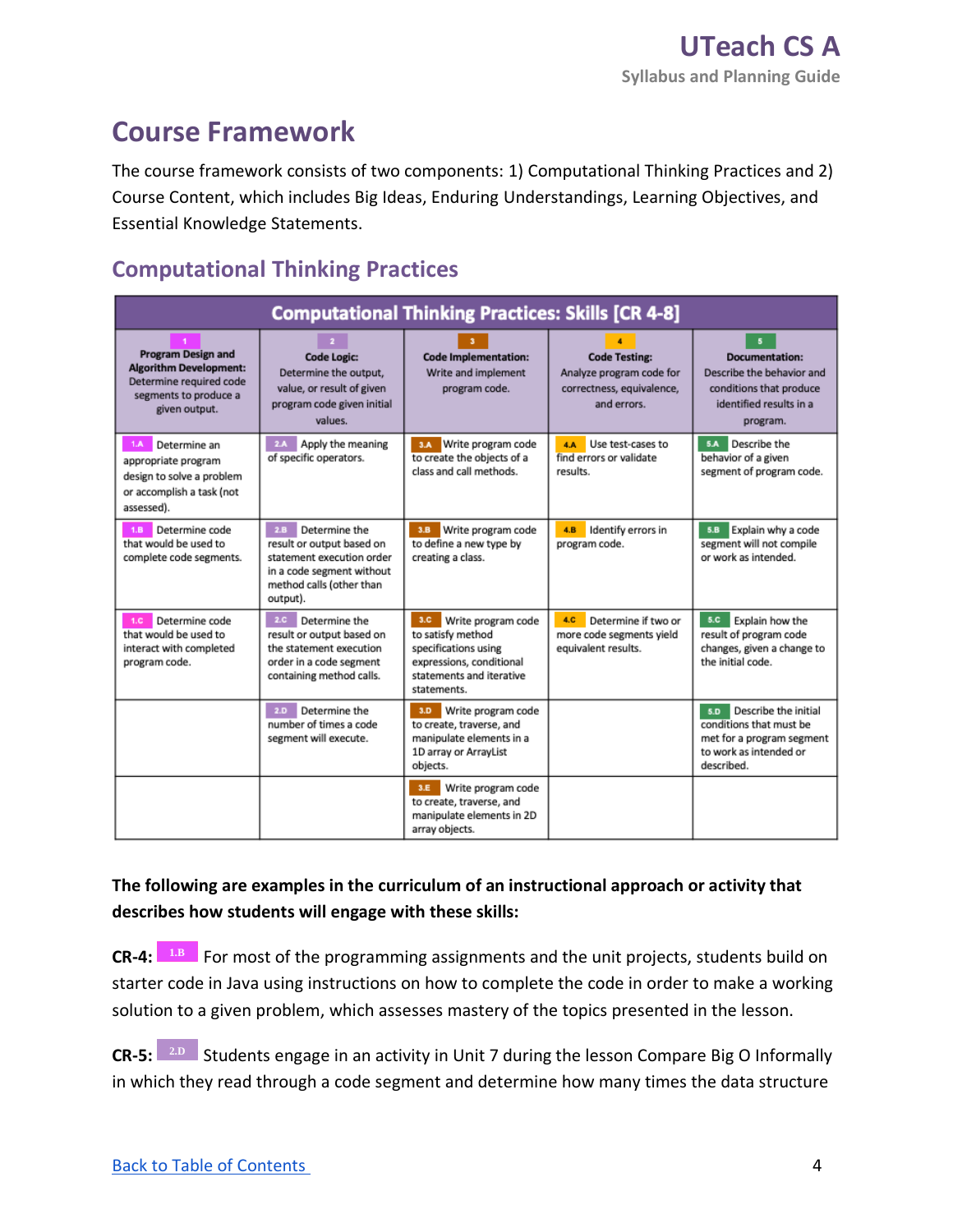## Course Framework

The course framework consists of two components: 1) Computational Thinking Practices and 2) Course Content, which includes Big Ideas, Enduring Understandings, Learning Objectives, and Essential Knowledge Statements.

### Computational Thinking Practices

| Computational Thinking Practices: Skills [CR 4-8] | | | | |
|---|---|---|---|---|
| **1** **Program Design and Algorithm Development:** Determine required code segments to produce a given output. | **2** **Code Logic:** Determine the output, value, or result of given program code given initial values. | **3** **Code Implementation:** Write and implement program code. | **4** **Code Testing:** Analyze program code for correctness, equivalence, and errors. | **5** **Documentation:** Describe the behavior and conditions that produce identified results in a program. |
| **1.A** Determine an appropriate program design to solve a problem or accomplish a task (not assessed). | **2.A** Apply the meaning of specific operators. | **3.A** Write program code to create the objects of a class and call methods. | **4.A** Use test-cases to find errors or validate results. | **5.A** Describe the behavior of a given segment of program code. |
| **1.B** Determine code that would be used to complete code segments. | **2.B** Determine the result or output based on statement execution order in a code segment without method calls (other than output). | **3.B** Write program code to define a new type by creating a class. | **4.B** Identify errors in program code. | **5.B** Explain why a code segment will not compile or work as intended. |
| **1.C** Determine code that would be used to interact with completed program code. | **2.C** Determine the result or output based on the statement execution order in a code segment containing method calls. | **3.C** Write program code to satisfy method specifications using expressions, conditional statements and iterative statements. | **4.C** Determine if two or more code segments yield equivalent results. | **5.C** Explain how the result of program code changes, given a change to the initial code. |
| | **2.D** Determine the number of times a code segment will execute. | **3.D** Write program code to create, traverse, and manipulate elements in a 1D array or ArrayList objects. | | **5.D** Describe the initial conditions that must be met for a program segment to work as intended or described. |
| | | **3.E** Write program code to create, traverse, and manipulate elements in 2D array objects. | | |

**The following are examples in the curriculum of an instructional approach or activity that describes how students will engage with these skills:**

**CR-4:** 1.B For most of the programming assignments and the unit projects, students build on starter code in Java using instructions on how to complete the code in order to make a working solution to a given problem, which assesses mastery of the topics presented in the lesson.

**CR-5:** 2.D Students engage in an activity in Unit 7 during the lesson Compare Big O Informally in which they read through a code segment and determine how many times the data structure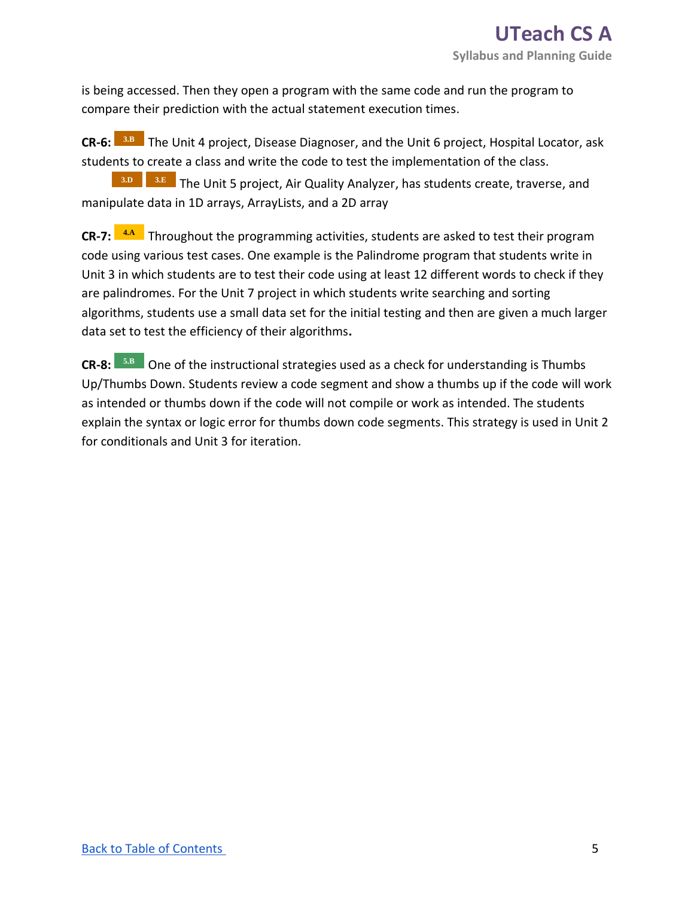is being accessed. Then they open a program with the same code and run the program to compare their prediction with the actual statement execution times.

**CR-6:** 3.B The Unit 4 project, Disease Diagnoser, and the Unit 6 project, Hospital Locator, ask students to create a class and write the code to test the implementation of the class.

3.D 3.E The Unit 5 project, Air Quality Analyzer, has students create, traverse, and manipulate data in 1D arrays, ArrayLists, and a 2D array

**CR-7:** 4.A Throughout the programming activities, students are asked to test their program code using various test cases. One example is the Palindrome program that students write in Unit 3 in which students are to test their code using at least 12 different words to check if they are palindromes. For the Unit 7 project in which students write searching and sorting algorithms, students use a small data set for the initial testing and then are given a much larger data set to test the efficiency of their algorithms**.**

**CR-8:** 5.B One of the instructional strategies used as a check for understanding is Thumbs Up/Thumbs Down. Students review a code segment and show a thumbs up if the code will work as intended or thumbs down if the code will not compile or work as intended. The students explain the syntax or logic error for thumbs down code segments. This strategy is used in Unit 2 for conditionals and Unit 3 for iteration.

[Back to Table of Contents](#)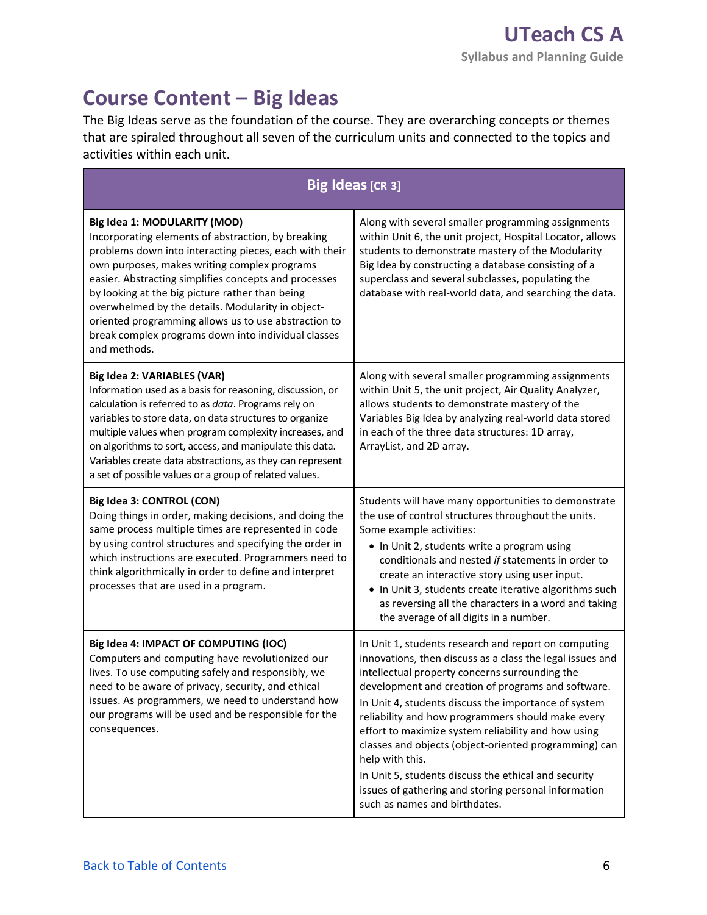# Course Content – Big Ideas

The Big Ideas serve as the foundation of the course. They are overarching concepts or themes that are spiraled throughout all seven of the curriculum units and connected to the topics and activities within each unit.

| Big Ideas [CR 3] | |
|---|---|
| **Big Idea 1: MODULARITY (MOD)**<br>Incorporating elements of abstraction, by breaking problems down into interacting pieces, each with their own purposes, makes writing complex programs easier. Abstracting simplifies concepts and processes by looking at the big picture rather than being overwhelmed by the details. Modularity in object-oriented programming allows us to use abstraction to break complex programs down into individual classes and methods. | Along with several smaller programming assignments within Unit 6, the unit project, Hospital Locator, allows students to demonstrate mastery of the Modularity Big Idea by constructing a database consisting of a superclass and several subclasses, populating the database with real-world data, and searching the data. |
| **Big Idea 2: VARIABLES (VAR)**<br>Information used as a basis for reasoning, discussion, or calculation is referred to as *data*. Programs rely on variables to store data, on data structures to organize multiple values when program complexity increases, and on algorithms to sort, access, and manipulate this data. Variables create data abstractions, as they can represent a set of possible values or a group of related values. | Along with several smaller programming assignments within Unit 5, the unit project, Air Quality Analyzer, allows students to demonstrate mastery of the Variables Big Idea by analyzing real-world data stored in each of the three data structures: 1D array, ArrayList, and 2D array. |
| **Big Idea 3: CONTROL (CON)**<br>Doing things in order, making decisions, and doing the same process multiple times are represented in code by using control structures and specifying the order in which instructions are executed. Programmers need to think algorithmically in order to define and interpret processes that are used in a program. | Students will have many opportunities to demonstrate the use of control structures throughout the units. Some example activities:<br>• In Unit 2, students write a program using conditionals and nested *if* statements in order to create an interactive story using user input.<br>• In Unit 3, students create iterative algorithms such as reversing all the characters in a word and taking the average of all digits in a number. |
| **Big Idea 4: IMPACT OF COMPUTING (IOC)**<br>Computers and computing have revolutionized our lives. To use computing safely and responsibly, we need to be aware of privacy, security, and ethical issues. As programmers, we need to understand how our programs will be used and be responsible for the consequences. | In Unit 1, students research and report on computing innovations, then discuss as a class the legal issues and intellectual property concerns surrounding the development and creation of programs and software.<br>In Unit 4, students discuss the importance of system reliability and how programmers should make every effort to maximize system reliability and how using classes and objects (object-oriented programming) can help with this.<br>In Unit 5, students discuss the ethical and security issues of gathering and storing personal information such as names and birthdates. |

[Back to Table of Contents](#)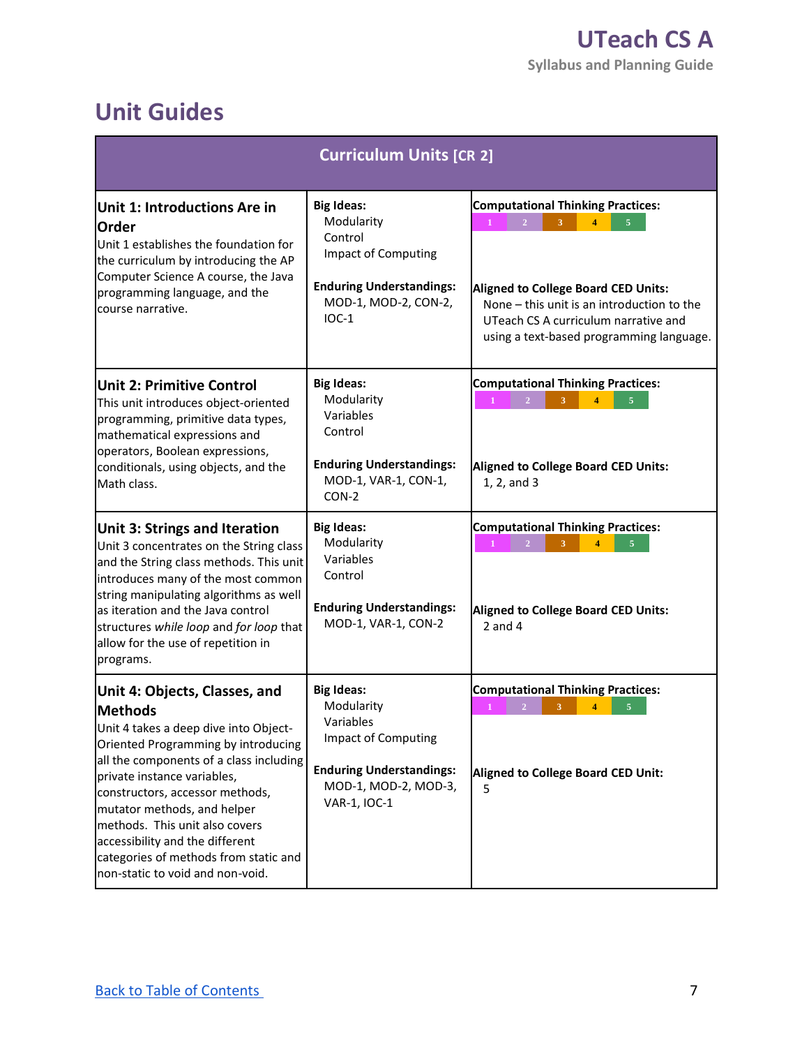## Unit Guides

| Curriculum Units [CR 2] | | |
|---|---|---|
| **Unit 1: Introductions Are in Order**<br>Unit 1 establishes the foundation for the curriculum by introducing the AP Computer Science A course, the Java programming language, and the course narrative. | **Big Ideas:**<br>Modularity<br>Control<br>Impact of Computing<br><br>**Enduring Understandings:**<br>MOD-1, MOD-2, CON-2, IOC-1 | **Computational Thinking Practices:**<br>1 2 3 4 5<br><br>**Aligned to College Board CED Units:**<br>None – this unit is an introduction to the UTeach CS A curriculum narrative and using a text-based programming language. |
| **Unit 2: Primitive Control**<br>This unit introduces object-oriented programming, primitive data types, mathematical expressions and operators, Boolean expressions, conditionals, using objects, and the Math class. | **Big Ideas:**<br>Modularity<br>Variables<br>Control<br><br>**Enduring Understandings:**<br>MOD-1, VAR-1, CON-1, CON-2 | **Computational Thinking Practices:**<br>1 2 3 4 5<br><br>**Aligned to College Board CED Units:**<br>1, 2, and 3 |
| **Unit 3: Strings and Iteration**<br>Unit 3 concentrates on the String class and the String class methods. This unit introduces many of the most common string manipulating algorithms as well as iteration and the Java control structures *while loop* and *for loop* that allow for the use of repetition in programs. | **Big Ideas:**<br>Modularity<br>Variables<br>Control<br><br>**Enduring Understandings:**<br>MOD-1, VAR-1, CON-2 | **Computational Thinking Practices:**<br>1 2 3 4 5<br><br>**Aligned to College Board CED Units:**<br>2 and 4 |
| **Unit 4: Objects, Classes, and Methods**<br>Unit 4 takes a deep dive into Object-Oriented Programming by introducing all the components of a class including private instance variables, constructors, accessor methods, mutator methods, and helper methods. This unit also covers accessibility and the different categories of methods from static and non-static to void and non-void. | **Big Ideas:**<br>Modularity<br>Variables<br>Impact of Computing<br><br>**Enduring Understandings:**<br>MOD-1, MOD-2, MOD-3, VAR-1, IOC-1 | **Computational Thinking Practices:**<br>1 2 3 4 5<br><br>**Aligned to College Board CED Unit:**<br>5 |

[Back to Table of Contents](#)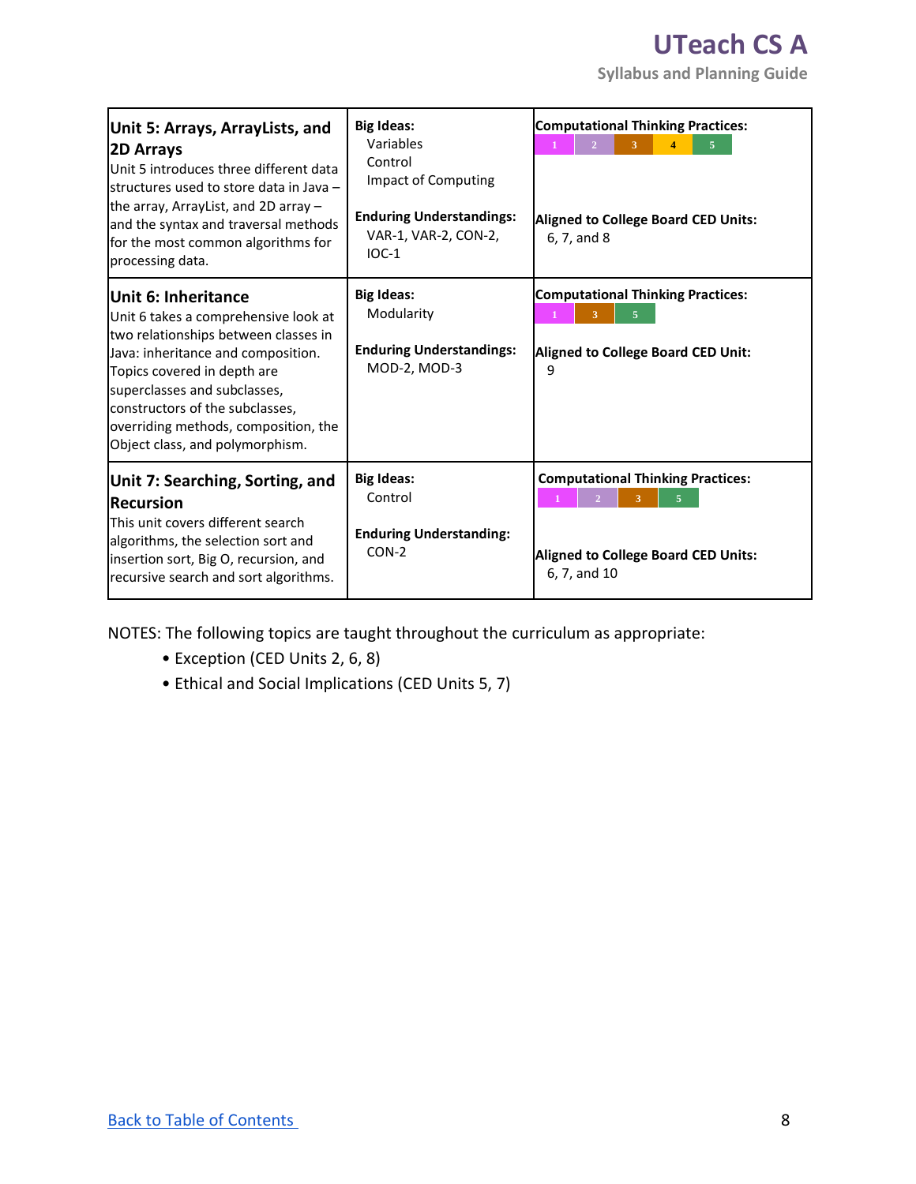| Unit | Big Ideas / Enduring Understandings | Computational Thinking Practices / CED Alignment |
|---|---|---|
| **Unit 5: Arrays, ArrayLists, and 2D Arrays**<br>Unit 5 introduces three different data structures used to store data in Java – the array, ArrayList, and 2D array – and the syntax and traversal methods for the most common algorithms for processing data. | **Big Ideas:**<br>Variables<br>Control<br>Impact of Computing<br><br>**Enduring Understandings:**<br>VAR-1, VAR-2, CON-2, IOC-1 | **Computational Thinking Practices:**<br>1 2 3 4 5<br><br>**Aligned to College Board CED Units:**<br>6, 7, and 8 |
| **Unit 6: Inheritance**<br>Unit 6 takes a comprehensive look at two relationships between classes in Java: inheritance and composition. Topics covered in depth are superclasses and subclasses, constructors of the subclasses, overriding methods, composition, the Object class, and polymorphism. | **Big Ideas:**<br>Modularity<br><br>**Enduring Understandings:**<br>MOD-2, MOD-3 | **Computational Thinking Practices:**<br>1 3 5<br><br>**Aligned to College Board CED Unit:**<br>9 |
| **Unit 7: Searching, Sorting, and Recursion**<br>This unit covers different search algorithms, the selection sort and insertion sort, Big O, recursion, and recursive search and sort algorithms. | **Big Ideas:**<br>Control<br><br>**Enduring Understanding:**<br>CON-2 | **Computational Thinking Practices:**<br>1 2 3 5<br><br>**Aligned to College Board CED Units:**<br>6, 7, and 10 |

NOTES: The following topics are taught throughout the curriculum as appropriate:

- Exception (CED Units 2, 6, 8)
- Ethical and Social Implications (CED Units 5, 7)

[Back to Table of Contents](#)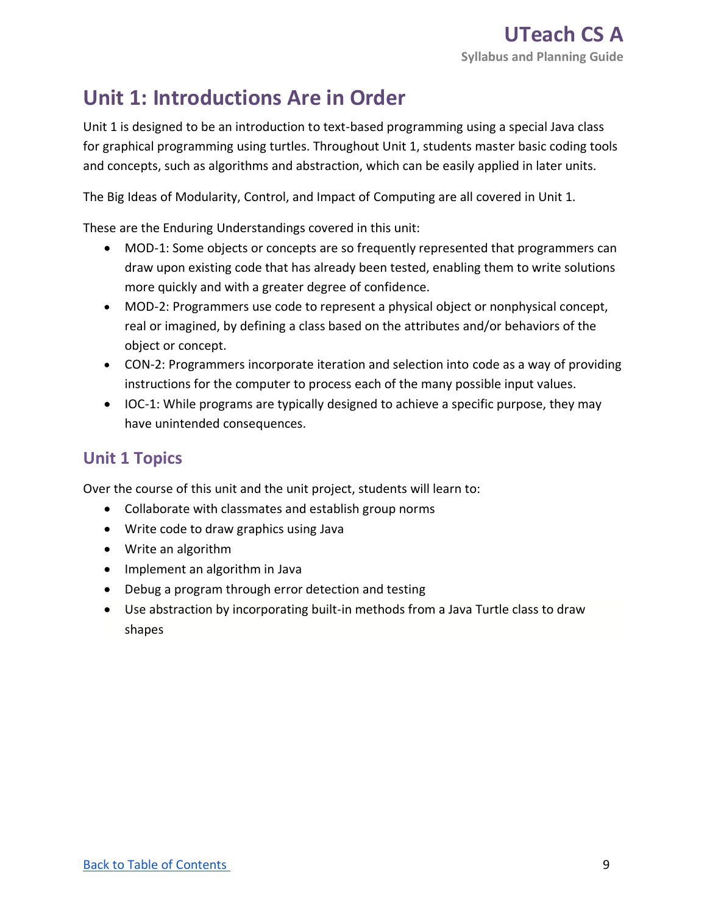# Unit 1: Introductions Are in Order

Unit 1 is designed to be an introduction to text-based programming using a special Java class for graphical programming using turtles. Throughout Unit 1, students master basic coding tools and concepts, such as algorithms and abstraction, which can be easily applied in later units.

The Big Ideas of Modularity, Control, and Impact of Computing are all covered in Unit 1.

These are the Enduring Understandings covered in this unit:

- MOD-1: Some objects or concepts are so frequently represented that programmers can draw upon existing code that has already been tested, enabling them to write solutions more quickly and with a greater degree of confidence.
- MOD-2: Programmers use code to represent a physical object or nonphysical concept, real or imagined, by defining a class based on the attributes and/or behaviors of the object or concept.
- CON-2: Programmers incorporate iteration and selection into code as a way of providing instructions for the computer to process each of the many possible input values.
- IOC-1: While programs are typically designed to achieve a specific purpose, they may have unintended consequences.

## Unit 1 Topics

Over the course of this unit and the unit project, students will learn to:

- Collaborate with classmates and establish group norms
- Write code to draw graphics using Java
- Write an algorithm
- Implement an algorithm in Java
- Debug a program through error detection and testing
- Use abstraction by incorporating built-in methods from a Java Turtle class to draw shapes

[Back to Table of Contents](#)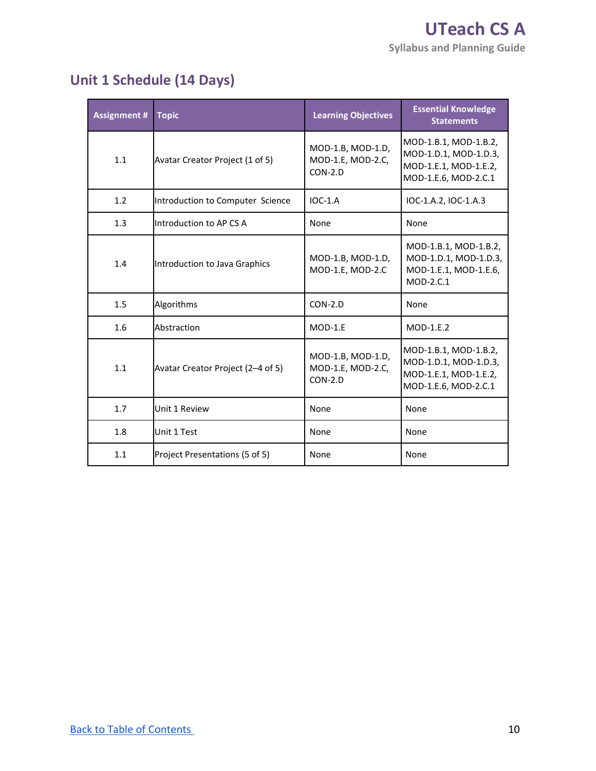## Unit 1 Schedule (14 Days)

| Assignment # | Topic | Learning Objectives | Essential Knowledge Statements |
|---|---|---|---|
| 1.1 | Avatar Creator Project (1 of 5) | MOD-1.B, MOD-1.D, MOD-1.E, MOD-2.C, CON-2.D | MOD-1.B.1, MOD-1.B.2, MOD-1.D.1, MOD-1.D.3, MOD-1.E.1, MOD-1.E.2, MOD-1.E.6, MOD-2.C.1 |
| 1.2 | Introduction to Computer Science | IOC-1.A | IOC-1.A.2, IOC-1.A.3 |
| 1.3 | Introduction to AP CS A | None | None |
| 1.4 | Introduction to Java Graphics | MOD-1.B, MOD-1.D, MOD-1.E, MOD-2.C | MOD-1.B.1, MOD-1.B.2, MOD-1.D.1, MOD-1.D.3, MOD-1.E.1, MOD-1.E.6, MOD-2.C.1 |
| 1.5 | Algorithms | CON-2.D | None |
| 1.6 | Abstraction | MOD-1.E | MOD-1.E.2 |
| 1.1 | Avatar Creator Project (2–4 of 5) | MOD-1.B, MOD-1.D, MOD-1.E, MOD-2.C, CON-2.D | MOD-1.B.1, MOD-1.B.2, MOD-1.D.1, MOD-1.D.3, MOD-1.E.1, MOD-1.E.2, MOD-1.E.6, MOD-2.C.1 |
| 1.7 | Unit 1 Review | None | None |
| 1.8 | Unit 1 Test | None | None |
| 1.1 | Project Presentations (5 of 5) | None | None |

[Back to Table of Contents](#)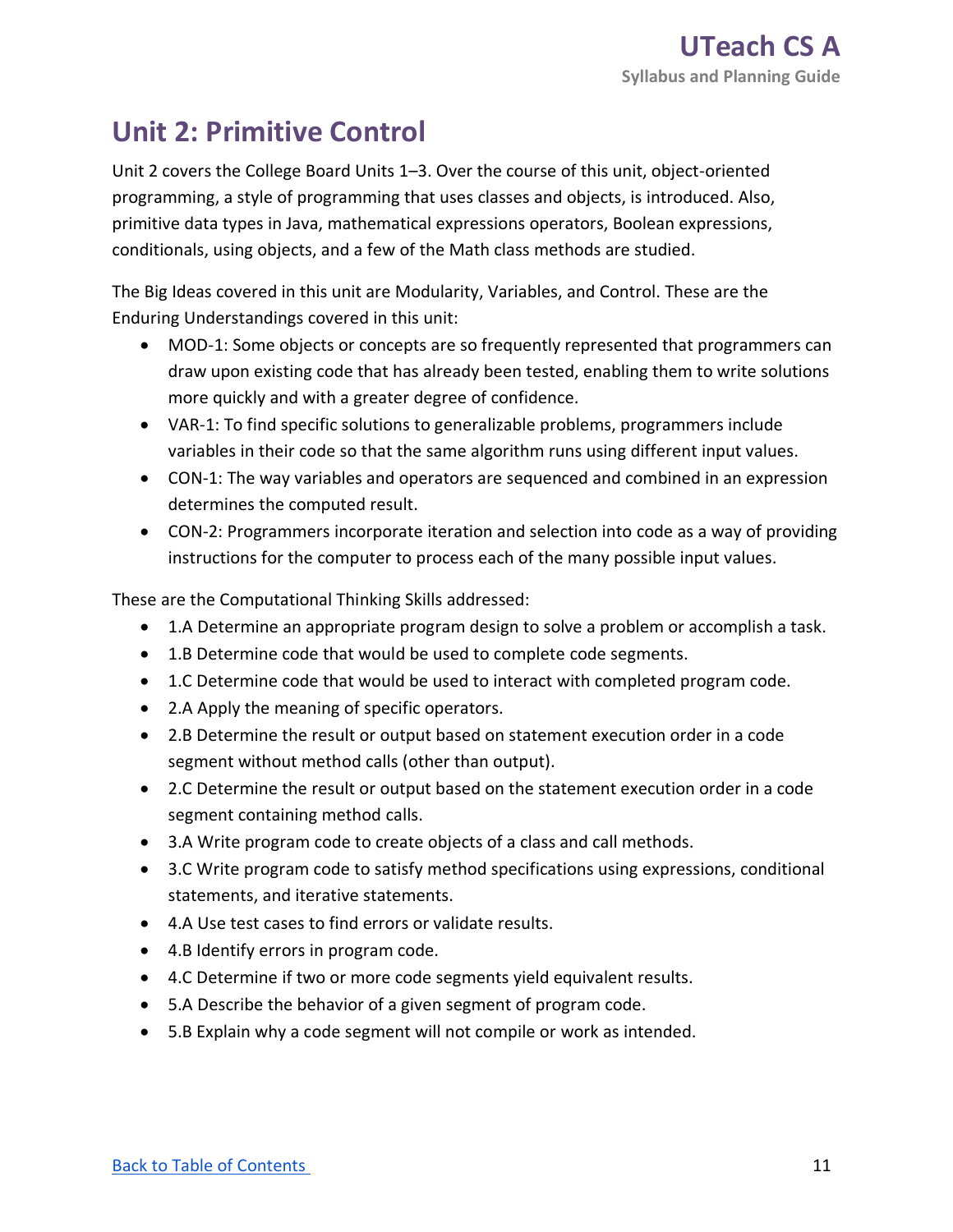## Unit 2: Primitive Control

Unit 2 covers the College Board Units 1–3. Over the course of this unit, object-oriented programming, a style of programming that uses classes and objects, is introduced. Also, primitive data types in Java, mathematical expressions operators, Boolean expressions, conditionals, using objects, and a few of the Math class methods are studied.

The Big Ideas covered in this unit are Modularity, Variables, and Control. These are the Enduring Understandings covered in this unit:

- MOD-1: Some objects or concepts are so frequently represented that programmers can draw upon existing code that has already been tested, enabling them to write solutions more quickly and with a greater degree of confidence.
- VAR-1: To find specific solutions to generalizable problems, programmers include variables in their code so that the same algorithm runs using different input values.
- CON-1: The way variables and operators are sequenced and combined in an expression determines the computed result.
- CON-2: Programmers incorporate iteration and selection into code as a way of providing instructions for the computer to process each of the many possible input values.

These are the Computational Thinking Skills addressed:

- 1.A Determine an appropriate program design to solve a problem or accomplish a task.
- 1.B Determine code that would be used to complete code segments.
- 1.C Determine code that would be used to interact with completed program code.
- 2.A Apply the meaning of specific operators.
- 2.B Determine the result or output based on statement execution order in a code segment without method calls (other than output).
- 2.C Determine the result or output based on the statement execution order in a code segment containing method calls.
- 3.A Write program code to create objects of a class and call methods.
- 3.C Write program code to satisfy method specifications using expressions, conditional statements, and iterative statements.
- 4.A Use test cases to find errors or validate results.
- 4.B Identify errors in program code.
- 4.C Determine if two or more code segments yield equivalent results.
- 5.A Describe the behavior of a given segment of program code.
- 5.B Explain why a code segment will not compile or work as intended.

[Back to Table of Contents](#)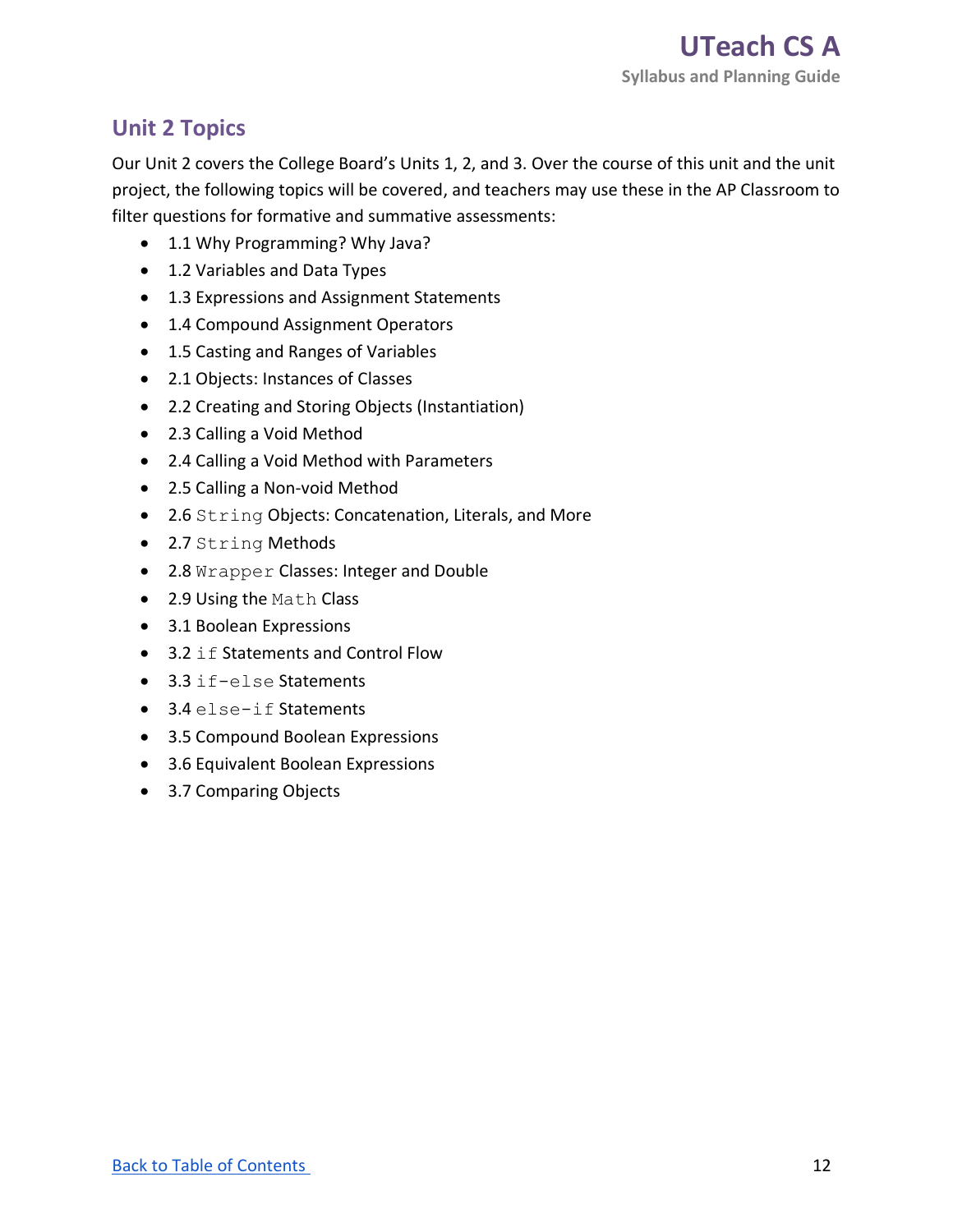## Unit 2 Topics

Our Unit 2 covers the College Board's Units 1, 2, and 3. Over the course of this unit and the unit project, the following topics will be covered, and teachers may use these in the AP Classroom to filter questions for formative and summative assessments:

- 1.1 Why Programming? Why Java?
- 1.2 Variables and Data Types
- 1.3 Expressions and Assignment Statements
- 1.4 Compound Assignment Operators
- 1.5 Casting and Ranges of Variables
- 2.1 Objects: Instances of Classes
- 2.2 Creating and Storing Objects (Instantiation)
- 2.3 Calling a Void Method
- 2.4 Calling a Void Method with Parameters
- 2.5 Calling a Non-void Method
- 2.6 `String` Objects: Concatenation, Literals, and More
- 2.7 `String` Methods
- 2.8 `Wrapper` Classes: Integer and Double
- 2.9 Using the `Math` Class
- 3.1 Boolean Expressions
- 3.2 `if` Statements and Control Flow
- 3.3 `if-else` Statements
- 3.4 `else-if` Statements
- 3.5 Compound Boolean Expressions
- 3.6 Equivalent Boolean Expressions
- 3.7 Comparing Objects

[Back to Table of Contents](#)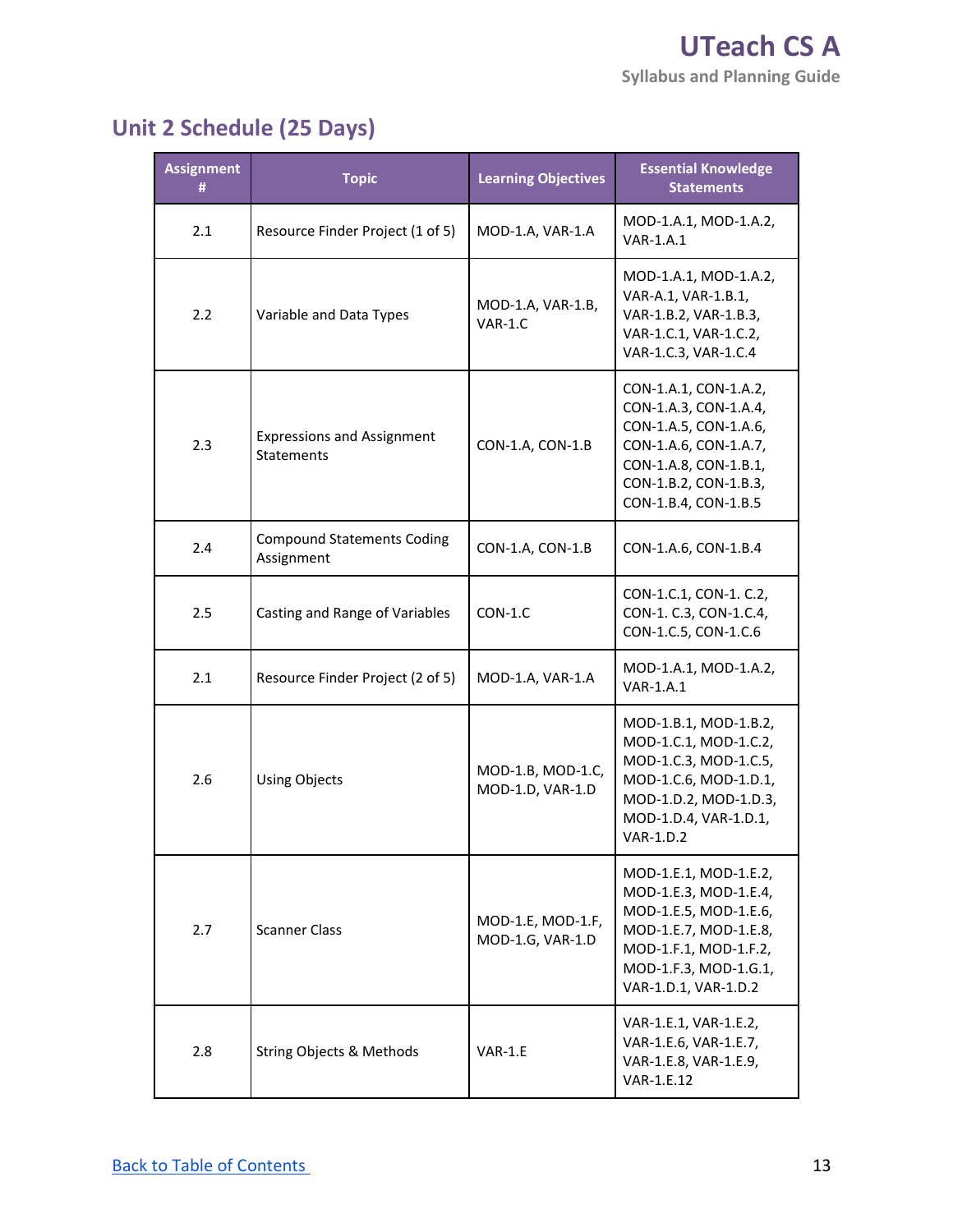## Unit 2 Schedule (25 Days)

| Assignment # | Topic | Learning Objectives | Essential Knowledge Statements |
|---|---|---|---|
| 2.1 | Resource Finder Project (1 of 5) | MOD-1.A, VAR-1.A | MOD-1.A.1, MOD-1.A.2, VAR-1.A.1 |
| 2.2 | Variable and Data Types | MOD-1.A, VAR-1.B, VAR-1.C | MOD-1.A.1, MOD-1.A.2, VAR-A.1, VAR-1.B.1, VAR-1.B.2, VAR-1.B.3, VAR-1.C.1, VAR-1.C.2, VAR-1.C.3, VAR-1.C.4 |
| 2.3 | Expressions and Assignment Statements | CON-1.A, CON-1.B | CON-1.A.1, CON-1.A.2, CON-1.A.3, CON-1.A.4, CON-1.A.5, CON-1.A.6, CON-1.A.6, CON-1.A.7, CON-1.A.8, CON-1.B.1, CON-1.B.2, CON-1.B.3, CON-1.B.4, CON-1.B.5 |
| 2.4 | Compound Statements Coding Assignment | CON-1.A, CON-1.B | CON-1.A.6, CON-1.B.4 |
| 2.5 | Casting and Range of Variables | CON-1.C | CON-1.C.1, CON-1. C.2, CON-1. C.3, CON-1.C.4, CON-1.C.5, CON-1.C.6 |
| 2.1 | Resource Finder Project (2 of 5) | MOD-1.A, VAR-1.A | MOD-1.A.1, MOD-1.A.2, VAR-1.A.1 |
| 2.6 | Using Objects | MOD-1.B, MOD-1.C, MOD-1.D, VAR-1.D | MOD-1.B.1, MOD-1.B.2, MOD-1.C.1, MOD-1.C.2, MOD-1.C.3, MOD-1.C.5, MOD-1.C.6, MOD-1.D.1, MOD-1.D.2, MOD-1.D.3, MOD-1.D.4, VAR-1.D.1, VAR-1.D.2 |
| 2.7 | Scanner Class | MOD-1.E, MOD-1.F, MOD-1.G, VAR-1.D | MOD-1.E.1, MOD-1.E.2, MOD-1.E.3, MOD-1.E.4, MOD-1.E.5, MOD-1.E.6, MOD-1.E.7, MOD-1.E.8, MOD-1.F.1, MOD-1.F.2, MOD-1.F.3, MOD-1.G.1, VAR-1.D.1, VAR-1.D.2 |
| 2.8 | String Objects & Methods | VAR-1.E | VAR-1.E.1, VAR-1.E.2, VAR-1.E.6, VAR-1.E.7, VAR-1.E.8, VAR-1.E.9, VAR-1.E.12 |

[Back to Table of Contents](#)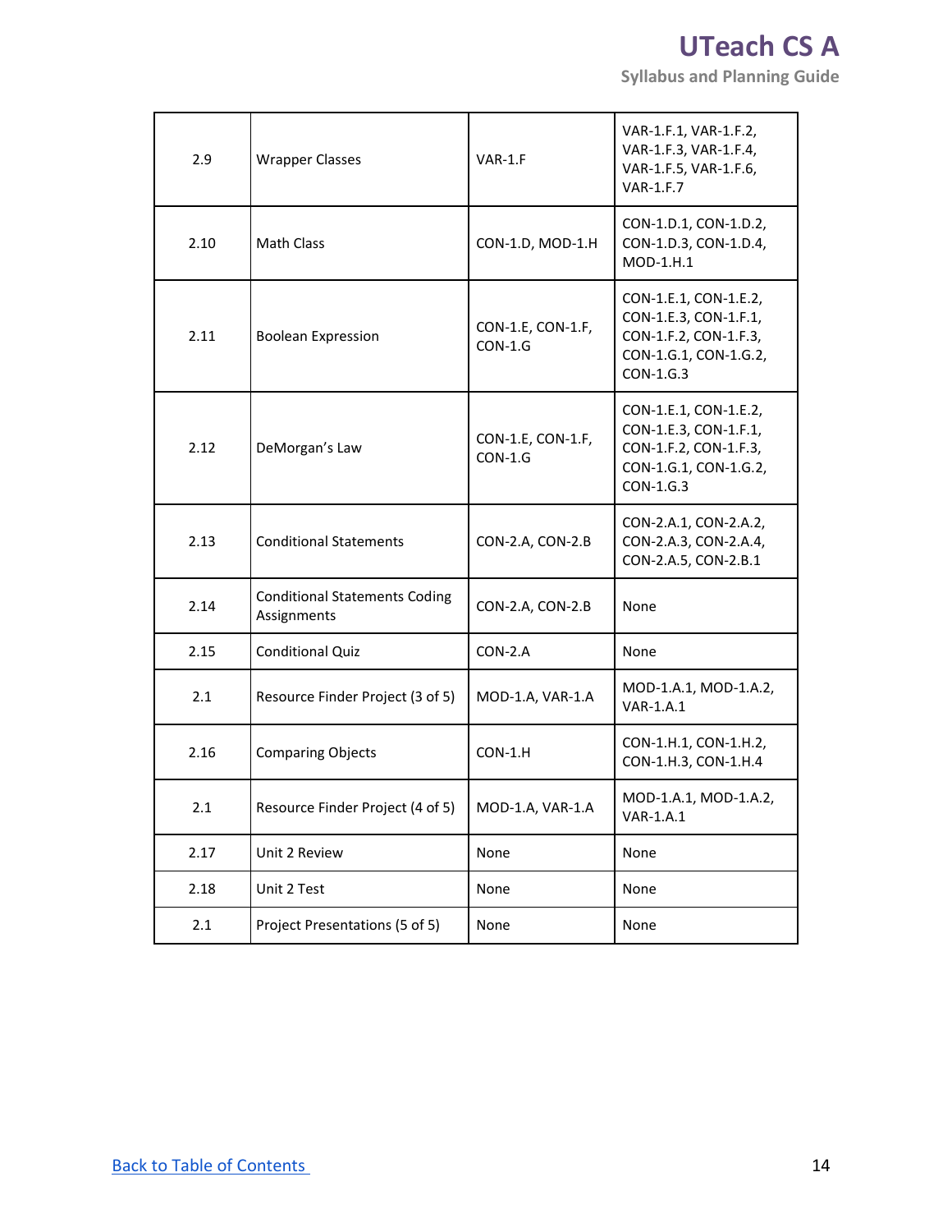| 2.9 | Wrapper Classes | VAR-1.F | VAR-1.F.1, VAR-1.F.2, VAR-1.F.3, VAR-1.F.4, VAR-1.F.5, VAR-1.F.6, VAR-1.F.7 |
|---|---|---|---|
| 2.10 | Math Class | CON-1.D, MOD-1.H | CON-1.D.1, CON-1.D.2, CON-1.D.3, CON-1.D.4, MOD-1.H.1 |
| 2.11 | Boolean Expression | CON-1.E, CON-1.F, CON-1.G | CON-1.E.1, CON-1.E.2, CON-1.E.3, CON-1.F.1, CON-1.F.2, CON-1.F.3, CON-1.G.1, CON-1.G.2, CON-1.G.3 |
| 2.12 | DeMorgan's Law | CON-1.E, CON-1.F, CON-1.G | CON-1.E.1, CON-1.E.2, CON-1.E.3, CON-1.F.1, CON-1.F.2, CON-1.F.3, CON-1.G.1, CON-1.G.2, CON-1.G.3 |
| 2.13 | Conditional Statements | CON-2.A, CON-2.B | CON-2.A.1, CON-2.A.2, CON-2.A.3, CON-2.A.4, CON-2.A.5, CON-2.B.1 |
| 2.14 | Conditional Statements Coding Assignments | CON-2.A, CON-2.B | None |
| 2.15 | Conditional Quiz | CON-2.A | None |
| 2.1 | Resource Finder Project (3 of 5) | MOD-1.A, VAR-1.A | MOD-1.A.1, MOD-1.A.2, VAR-1.A.1 |
| 2.16 | Comparing Objects | CON-1.H | CON-1.H.1, CON-1.H.2, CON-1.H.3, CON-1.H.4 |
| 2.1 | Resource Finder Project (4 of 5) | MOD-1.A, VAR-1.A | MOD-1.A.1, MOD-1.A.2, VAR-1.A.1 |
| 2.17 | Unit 2 Review | None | None |
| 2.18 | Unit 2 Test | None | None |
| 2.1 | Project Presentations (5 of 5) | None | None |

[Back to Table of Contents](#)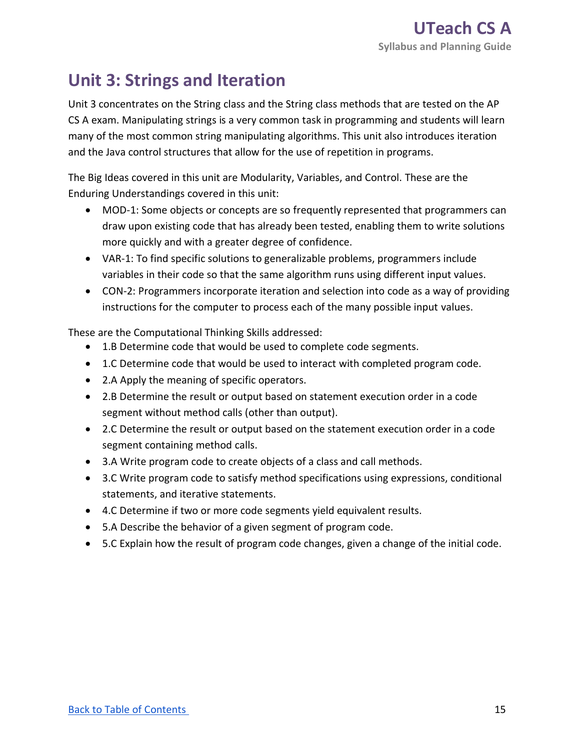## Unit 3: Strings and Iteration

Unit 3 concentrates on the String class and the String class methods that are tested on the AP CS A exam. Manipulating strings is a very common task in programming and students will learn many of the most common string manipulating algorithms. This unit also introduces iteration and the Java control structures that allow for the use of repetition in programs.

The Big Ideas covered in this unit are Modularity, Variables, and Control. These are the Enduring Understandings covered in this unit:

- MOD-1: Some objects or concepts are so frequently represented that programmers can draw upon existing code that has already been tested, enabling them to write solutions more quickly and with a greater degree of confidence.
- VAR-1: To find specific solutions to generalizable problems, programmers include variables in their code so that the same algorithm runs using different input values.
- CON-2: Programmers incorporate iteration and selection into code as a way of providing instructions for the computer to process each of the many possible input values.

These are the Computational Thinking Skills addressed:

- 1.B Determine code that would be used to complete code segments.
- 1.C Determine code that would be used to interact with completed program code.
- 2.A Apply the meaning of specific operators.
- 2.B Determine the result or output based on statement execution order in a code segment without method calls (other than output).
- 2.C Determine the result or output based on the statement execution order in a code segment containing method calls.
- 3.A Write program code to create objects of a class and call methods.
- 3.C Write program code to satisfy method specifications using expressions, conditional statements, and iterative statements.
- 4.C Determine if two or more code segments yield equivalent results.
- 5.A Describe the behavior of a given segment of program code.
- 5.C Explain how the result of program code changes, given a change of the initial code.

[Back to Table of Contents](#)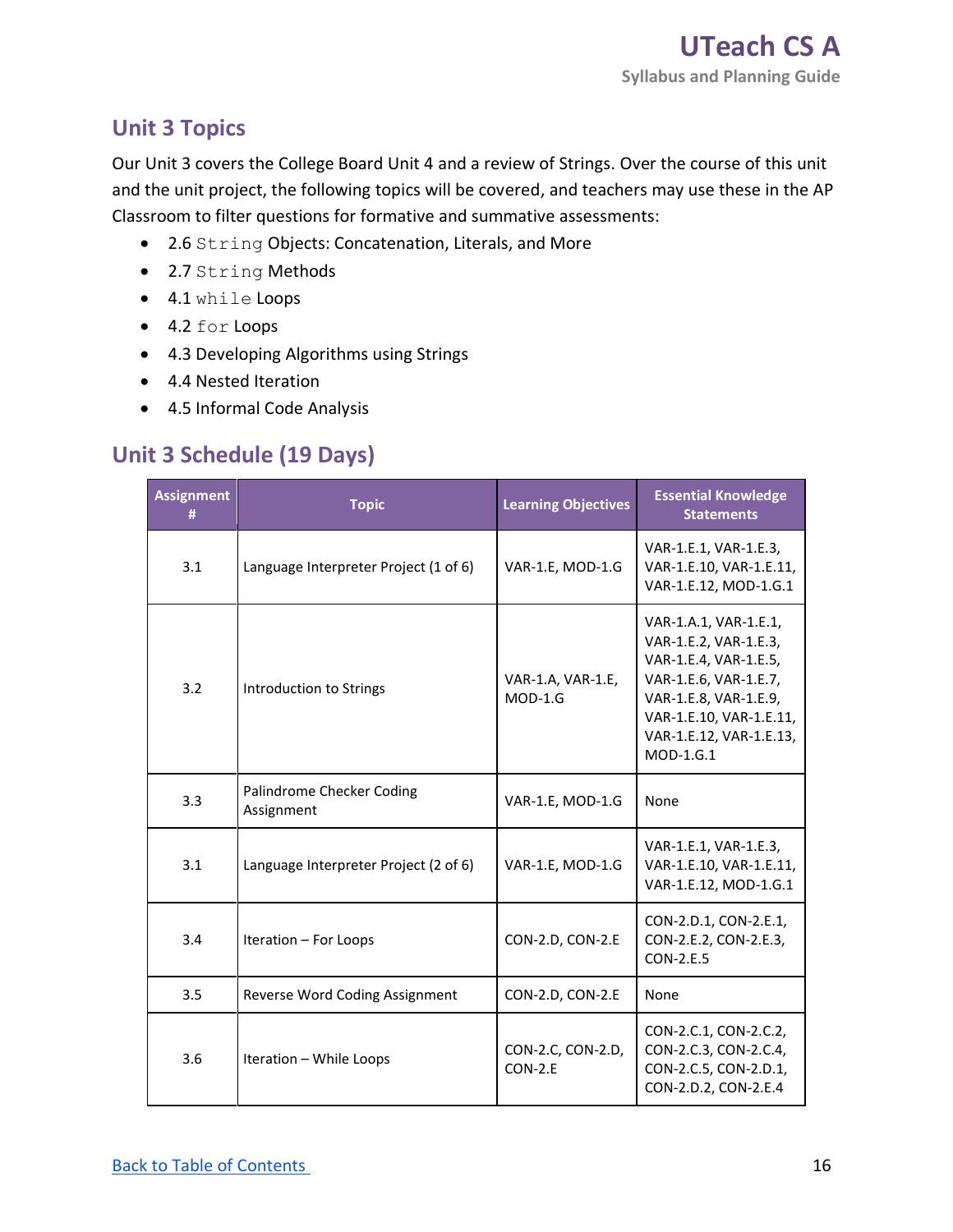## Unit 3 Topics

Our Unit 3 covers the College Board Unit 4 and a review of Strings. Over the course of this unit and the unit project, the following topics will be covered, and teachers may use these in the AP Classroom to filter questions for formative and summative assessments:

- 2.6 `String` Objects: Concatenation, Literals, and More
- 2.7 `String` Methods
- 4.1 `while` Loops
- 4.2 `for` Loops
- 4.3 Developing Algorithms using Strings
- 4.4 Nested Iteration
- 4.5 Informal Code Analysis

## Unit 3 Schedule (19 Days)

| Assignment # | Topic | Learning Objectives | Essential Knowledge Statements |
|---|---|---|---|
| 3.1 | Language Interpreter Project (1 of 6) | VAR-1.E, MOD-1.G | VAR-1.E.1, VAR-1.E.3, VAR-1.E.10, VAR-1.E.11, VAR-1.E.12, MOD-1.G.1 |
| 3.2 | Introduction to Strings | VAR-1.A, VAR-1.E, MOD-1.G | VAR-1.A.1, VAR-1.E.1, VAR-1.E.2, VAR-1.E.3, VAR-1.E.4, VAR-1.E.5, VAR-1.E.6, VAR-1.E.7, VAR-1.E.8, VAR-1.E.9, VAR-1.E.10, VAR-1.E.11, VAR-1.E.12, VAR-1.E.13, MOD-1.G.1 |
| 3.3 | Palindrome Checker Coding Assignment | VAR-1.E, MOD-1.G | None |
| 3.1 | Language Interpreter Project (2 of 6) | VAR-1.E, MOD-1.G | VAR-1.E.1, VAR-1.E.3, VAR-1.E.10, VAR-1.E.11, VAR-1.E.12, MOD-1.G.1 |
| 3.4 | Iteration – For Loops | CON-2.D, CON-2.E | CON-2.D.1, CON-2.E.1, CON-2.E.2, CON-2.E.3, CON-2.E.5 |
| 3.5 | Reverse Word Coding Assignment | CON-2.D, CON-2.E | None |
| 3.6 | Iteration – While Loops | CON-2.C, CON-2.D, CON-2.E | CON-2.C.1, CON-2.C.2, CON-2.C.3, CON-2.C.4, CON-2.C.5, CON-2.D.1, CON-2.D.2, CON-2.E.4 |

[Back to Table of Contents](#)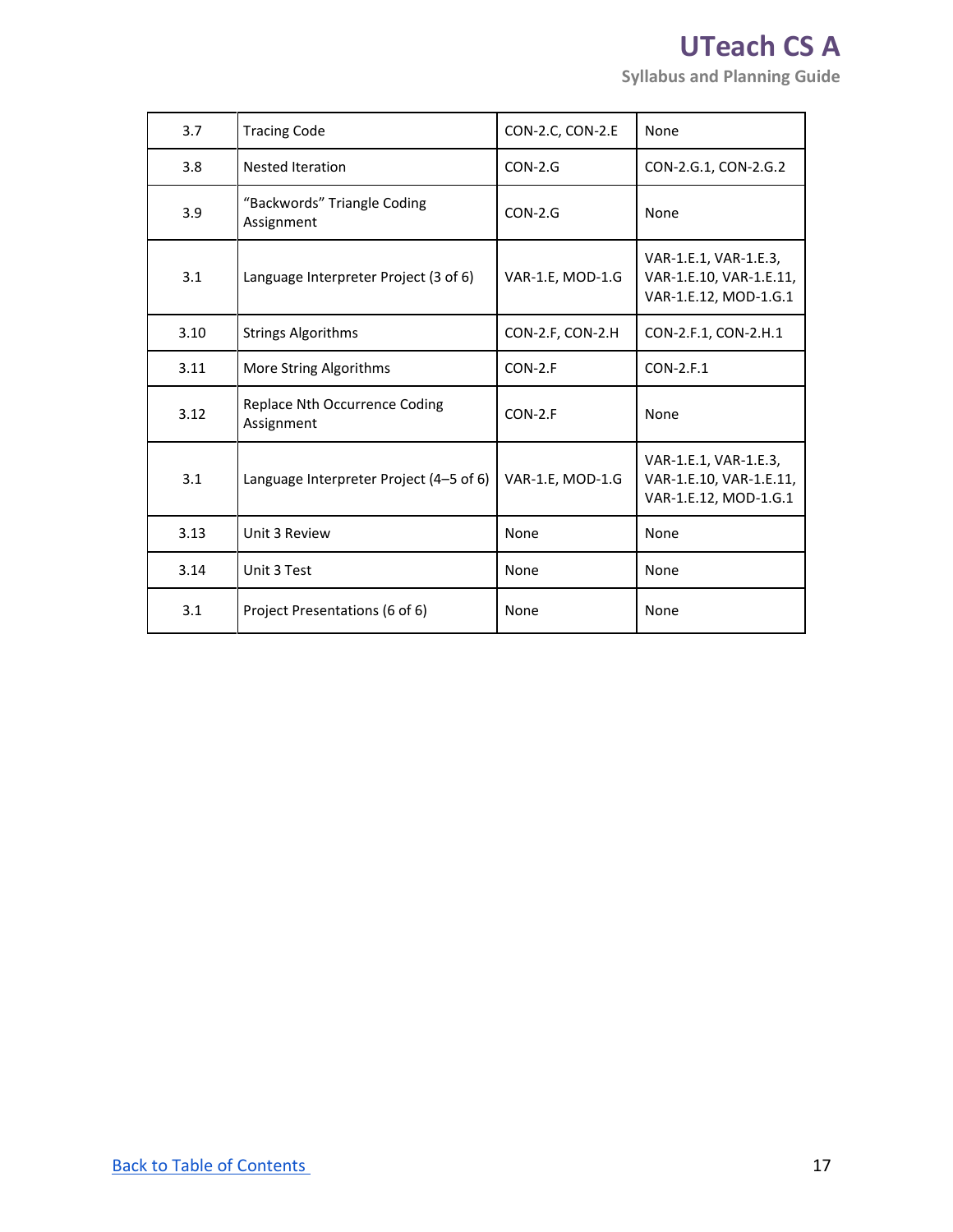| 3.7 | Tracing Code | CON-2.C, CON-2.E | None |
|---|---|---|---|
| 3.8 | Nested Iteration | CON-2.G | CON-2.G.1, CON-2.G.2 |
| 3.9 | "Backwords" Triangle Coding Assignment | CON-2.G | None |
| 3.1 | Language Interpreter Project (3 of 6) | VAR-1.E, MOD-1.G | VAR-1.E.1, VAR-1.E.3, VAR-1.E.10, VAR-1.E.11, VAR-1.E.12, MOD-1.G.1 |
| 3.10 | Strings Algorithms | CON-2.F, CON-2.H | CON-2.F.1, CON-2.H.1 |
| 3.11 | More String Algorithms | CON-2.F | CON-2.F.1 |
| 3.12 | Replace Nth Occurrence Coding Assignment | CON-2.F | None |
| 3.1 | Language Interpreter Project (4–5 of 6) | VAR-1.E, MOD-1.G | VAR-1.E.1, VAR-1.E.3, VAR-1.E.10, VAR-1.E.11, VAR-1.E.12, MOD-1.G.1 |
| 3.13 | Unit 3 Review | None | None |
| 3.14 | Unit 3 Test | None | None |
| 3.1 | Project Presentations (6 of 6) | None | None |

Back to Table of Contents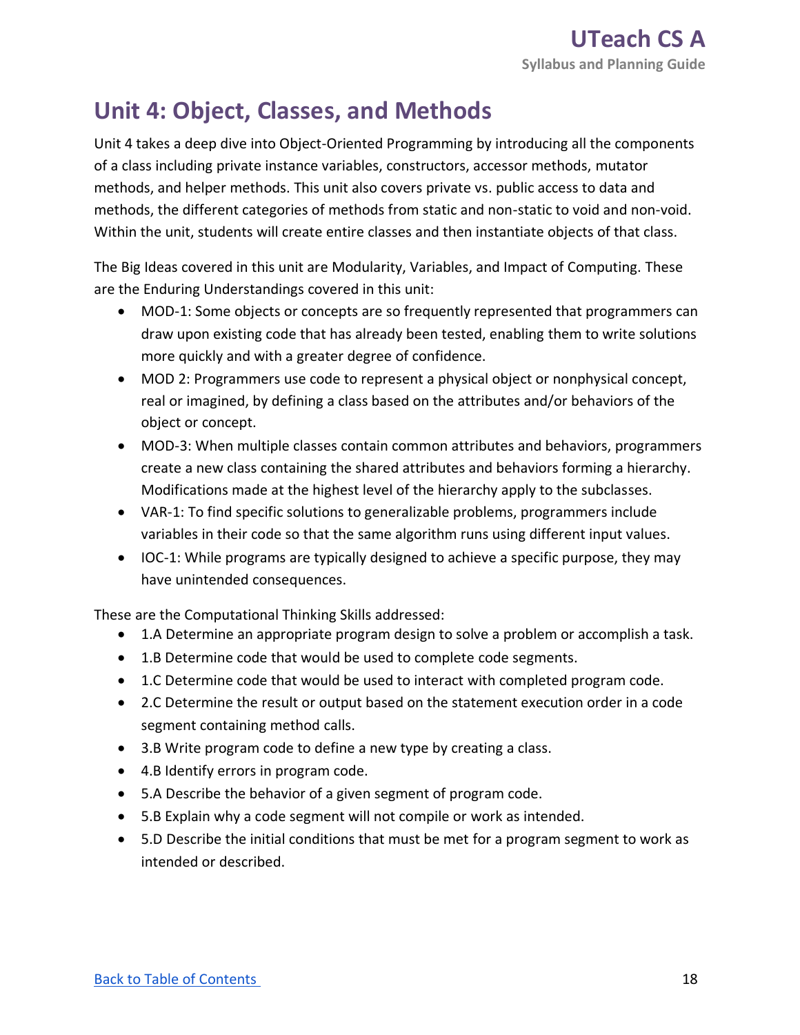## Unit 4: Object, Classes, and Methods

Unit 4 takes a deep dive into Object-Oriented Programming by introducing all the components of a class including private instance variables, constructors, accessor methods, mutator methods, and helper methods. This unit also covers private vs. public access to data and methods, the different categories of methods from static and non-static to void and non-void. Within the unit, students will create entire classes and then instantiate objects of that class.

The Big Ideas covered in this unit are Modularity, Variables, and Impact of Computing. These are the Enduring Understandings covered in this unit:

- MOD-1: Some objects or concepts are so frequently represented that programmers can draw upon existing code that has already been tested, enabling them to write solutions more quickly and with a greater degree of confidence.
- MOD 2: Programmers use code to represent a physical object or nonphysical concept, real or imagined, by defining a class based on the attributes and/or behaviors of the object or concept.
- MOD-3: When multiple classes contain common attributes and behaviors, programmers create a new class containing the shared attributes and behaviors forming a hierarchy. Modifications made at the highest level of the hierarchy apply to the subclasses.
- VAR-1: To find specific solutions to generalizable problems, programmers include variables in their code so that the same algorithm runs using different input values.
- IOC-1: While programs are typically designed to achieve a specific purpose, they may have unintended consequences.

These are the Computational Thinking Skills addressed:

- 1.A Determine an appropriate program design to solve a problem or accomplish a task.
- 1.B Determine code that would be used to complete code segments.
- 1.C Determine code that would be used to interact with completed program code.
- 2.C Determine the result or output based on the statement execution order in a code segment containing method calls.
- 3.B Write program code to define a new type by creating a class.
- 4.B Identify errors in program code.
- 5.A Describe the behavior of a given segment of program code.
- 5.B Explain why a code segment will not compile or work as intended.
- 5.D Describe the initial conditions that must be met for a program segment to work as intended or described.

[Back to Table of Contents](#)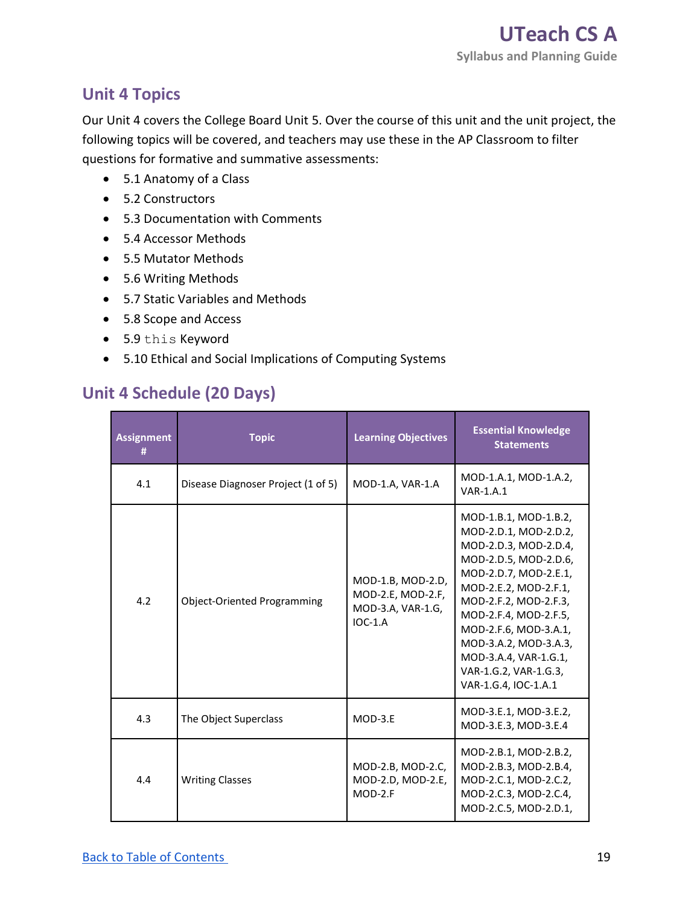## Unit 4 Topics

Our Unit 4 covers the College Board Unit 5. Over the course of this unit and the unit project, the following topics will be covered, and teachers may use these in the AP Classroom to filter questions for formative and summative assessments:

- 5.1 Anatomy of a Class
- 5.2 Constructors
- 5.3 Documentation with Comments
- 5.4 Accessor Methods
- 5.5 Mutator Methods
- 5.6 Writing Methods
- 5.7 Static Variables and Methods
- 5.8 Scope and Access
- 5.9 `this` Keyword
- 5.10 Ethical and Social Implications of Computing Systems

## Unit 4 Schedule (20 Days)

| Assignment # | Topic | Learning Objectives | Essential Knowledge Statements |
|---|---|---|---|
| 4.1 | Disease Diagnoser Project (1 of 5) | MOD-1.A, VAR-1.A | MOD-1.A.1, MOD-1.A.2, VAR-1.A.1 |
| 4.2 | Object-Oriented Programming | MOD-1.B, MOD-2.D, MOD-2.E, MOD-2.F, MOD-3.A, VAR-1.G, IOC-1.A | MOD-1.B.1, MOD-1.B.2, MOD-2.D.1, MOD-2.D.2, MOD-2.D.3, MOD-2.D.4, MOD-2.D.5, MOD-2.D.6, MOD-2.D.7, MOD-2.E.1, MOD-2.E.2, MOD-2.F.1, MOD-2.F.2, MOD-2.F.3, MOD-2.F.4, MOD-2.F.5, MOD-2.F.6, MOD-3.A.1, MOD-3.A.2, MOD-3.A.3, MOD-3.A.4, VAR-1.G.1, VAR-1.G.2, VAR-1.G.3, VAR-1.G.4, IOC-1.A.1 |
| 4.3 | The Object Superclass | MOD-3.E | MOD-3.E.1, MOD-3.E.2, MOD-3.E.3, MOD-3.E.4 |
| 4.4 | Writing Classes | MOD-2.B, MOD-2.C, MOD-2.D, MOD-2.E, MOD-2.F | MOD-2.B.1, MOD-2.B.2, MOD-2.B.3, MOD-2.B.4, MOD-2.C.1, MOD-2.C.2, MOD-2.C.3, MOD-2.C.4, MOD-2.C.5, MOD-2.D.1, |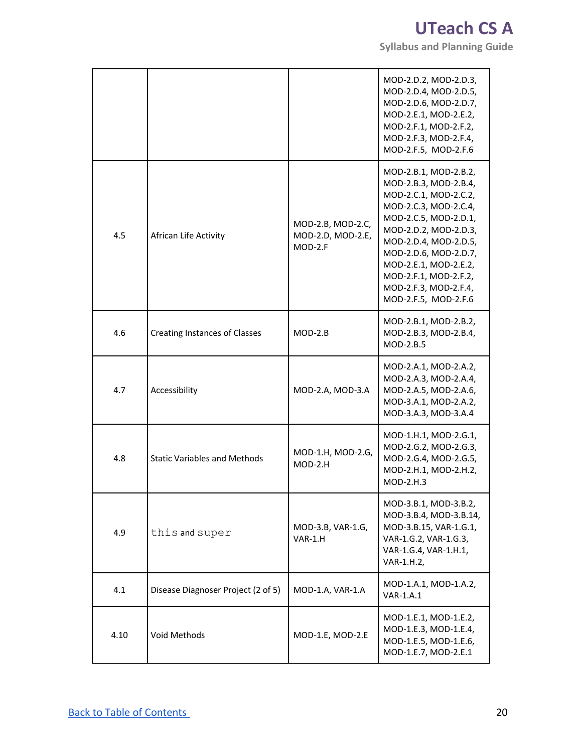| | | | |
|---|---|---|---|
| | | | MOD-2.D.2, MOD-2.D.3, MOD-2.D.4, MOD-2.D.5, MOD-2.D.6, MOD-2.D.7, MOD-2.E.1, MOD-2.E.2, MOD-2.F.1, MOD-2.F.2, MOD-2.F.3, MOD-2.F.4, MOD-2.F.5, MOD-2.F.6 |
| 4.5 | African Life Activity | MOD-2.B, MOD-2.C, MOD-2.D, MOD-2.E, MOD-2.F | MOD-2.B.1, MOD-2.B.2, MOD-2.B.3, MOD-2.B.4, MOD-2.C.1, MOD-2.C.2, MOD-2.C.3, MOD-2.C.4, MOD-2.C.5, MOD-2.D.1, MOD-2.D.2, MOD-2.D.3, MOD-2.D.4, MOD-2.D.5, MOD-2.D.6, MOD-2.D.7, MOD-2.E.1, MOD-2.E.2, MOD-2.F.1, MOD-2.F.2, MOD-2.F.3, MOD-2.F.4, MOD-2.F.5, MOD-2.F.6 |
| 4.6 | Creating Instances of Classes | MOD-2.B | MOD-2.B.1, MOD-2.B.2, MOD-2.B.3, MOD-2.B.4, MOD-2.B.5 |
| 4.7 | Accessibility | MOD-2.A, MOD-3.A | MOD-2.A.1, MOD-2.A.2, MOD-2.A.3, MOD-2.A.4, MOD-2.A.5, MOD-2.A.6, MOD-3.A.1, MOD-2.A.2, MOD-3.A.3, MOD-3.A.4 |
| 4.8 | Static Variables and Methods | MOD-1.H, MOD-2.G, MOD-2.H | MOD-1.H.1, MOD-2.G.1, MOD-2.G.2, MOD-2.G.3, MOD-2.G.4, MOD-2.G.5, MOD-2.H.1, MOD-2.H.2, MOD-2.H.3 |
| 4.9 | `this` and `super` | MOD-3.B, VAR-1.G, VAR-1.H | MOD-3.B.1, MOD-3.B.2, MOD-3.B.4, MOD-3.B.14, MOD-3.B.15, VAR-1.G.1, VAR-1.G.2, VAR-1.G.3, VAR-1.G.4, VAR-1.H.1, VAR-1.H.2, |
| 4.1 | Disease Diagnoser Project (2 of 5) | MOD-1.A, VAR-1.A | MOD-1.A.1, MOD-1.A.2, VAR-1.A.1 |
| 4.10 | Void Methods | MOD-1.E, MOD-2.E | MOD-1.E.1, MOD-1.E.2, MOD-1.E.3, MOD-1.E.4, MOD-1.E.5, MOD-1.E.6, MOD-1.E.7, MOD-2.E.1 |

[Back to Table of Contents](#)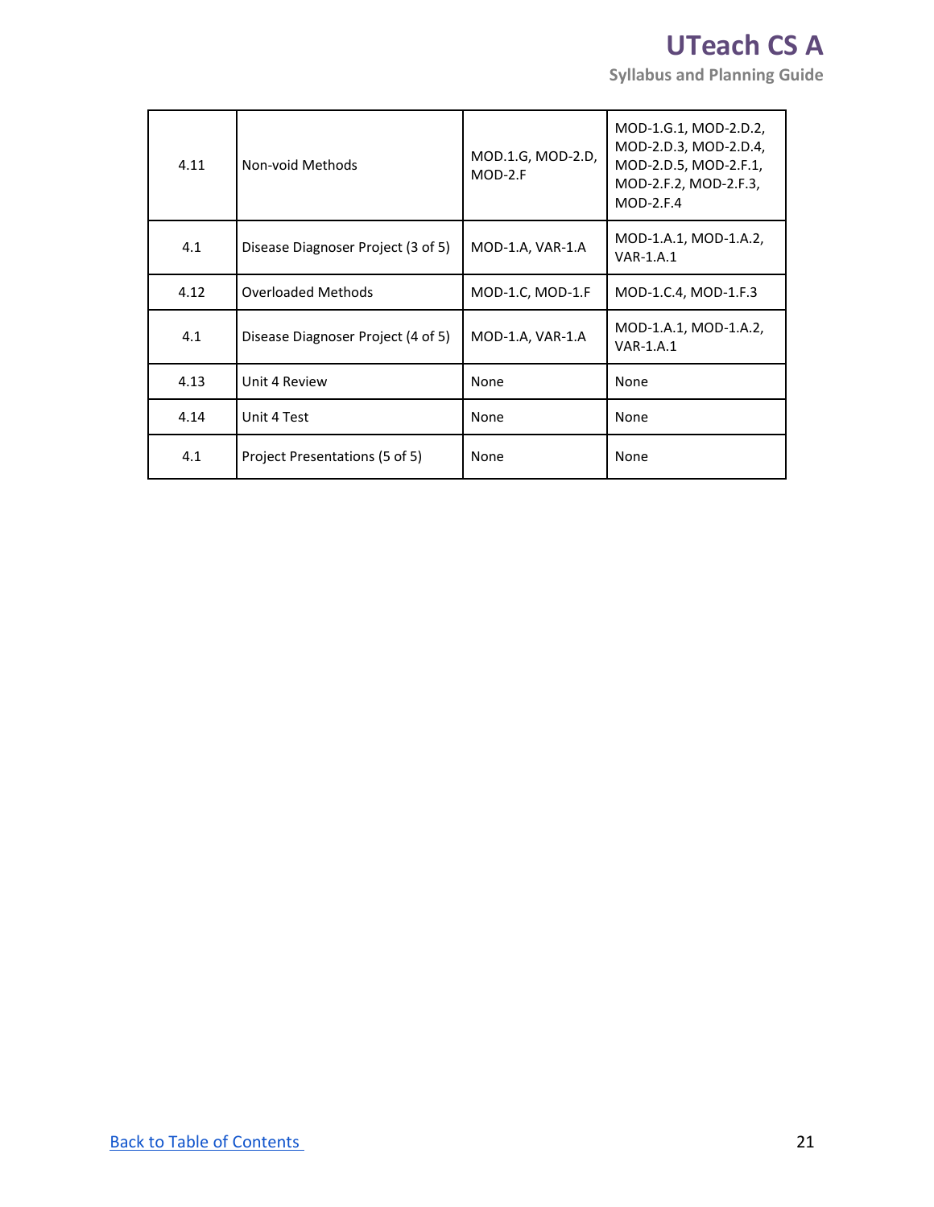| | | | |
|---|---|---|---|
| 4.11 | Non-void Methods | MOD.1.G, MOD-2.D, MOD-2.F | MOD-1.G.1, MOD-2.D.2, MOD-2.D.3, MOD-2.D.4, MOD-2.D.5, MOD-2.F.1, MOD-2.F.2, MOD-2.F.3, MOD-2.F.4 |
| 4.1 | Disease Diagnoser Project (3 of 5) | MOD-1.A, VAR-1.A | MOD-1.A.1, MOD-1.A.2, VAR-1.A.1 |
| 4.12 | Overloaded Methods | MOD-1.C, MOD-1.F | MOD-1.C.4, MOD-1.F.3 |
| 4.1 | Disease Diagnoser Project (4 of 5) | MOD-1.A, VAR-1.A | MOD-1.A.1, MOD-1.A.2, VAR-1.A.1 |
| 4.13 | Unit 4 Review | None | None |
| 4.14 | Unit 4 Test | None | None |
| 4.1 | Project Presentations (5 of 5) | None | None |

[Back to Table of Contents]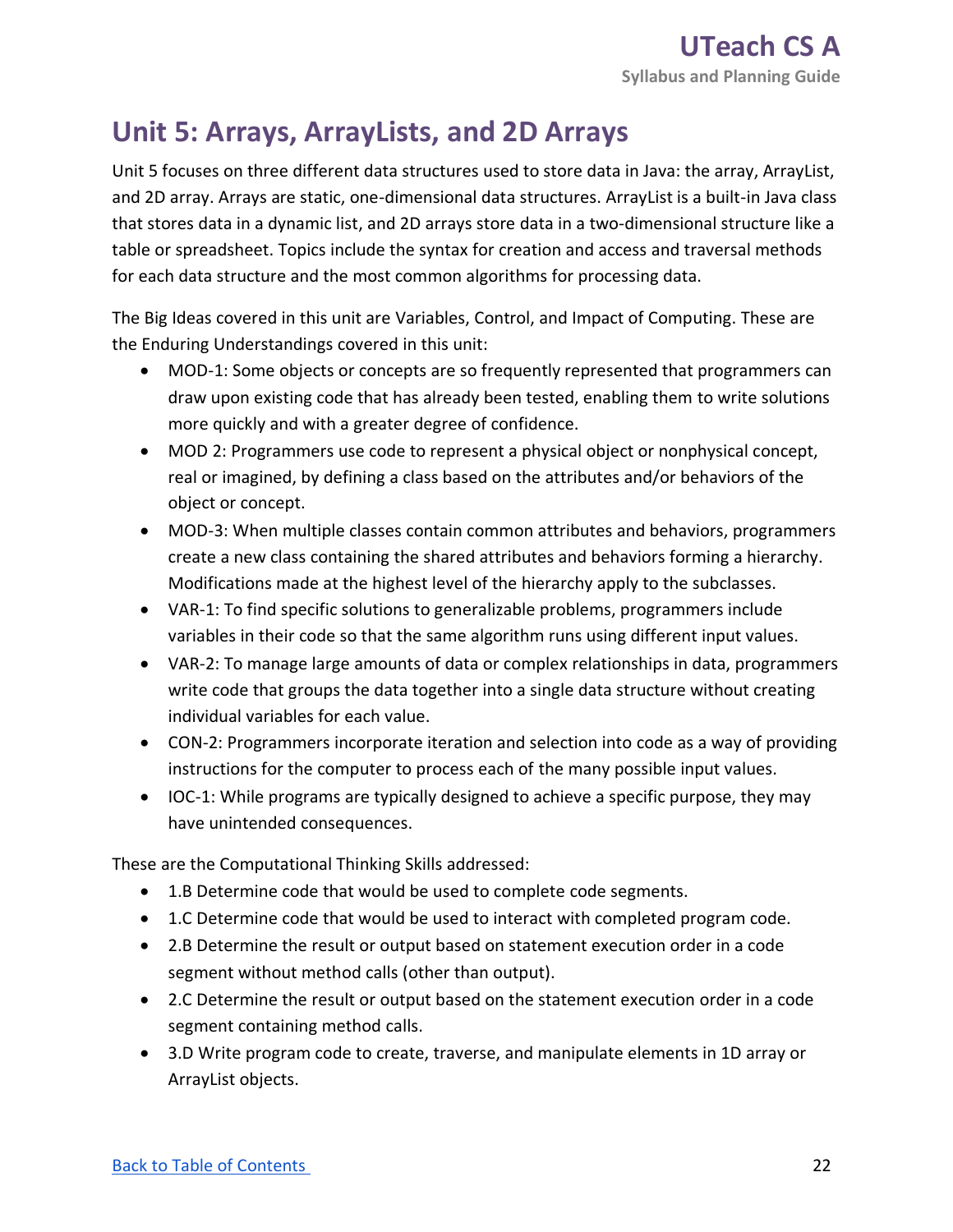## Unit 5: Arrays, ArrayLists, and 2D Arrays

Unit 5 focuses on three different data structures used to store data in Java: the array, ArrayList, and 2D array. Arrays are static, one-dimensional data structures. ArrayList is a built-in Java class that stores data in a dynamic list, and 2D arrays store data in a two-dimensional structure like a table or spreadsheet. Topics include the syntax for creation and access and traversal methods for each data structure and the most common algorithms for processing data.

The Big Ideas covered in this unit are Variables, Control, and Impact of Computing. These are the Enduring Understandings covered in this unit:

- MOD-1: Some objects or concepts are so frequently represented that programmers can draw upon existing code that has already been tested, enabling them to write solutions more quickly and with a greater degree of confidence.
- MOD 2: Programmers use code to represent a physical object or nonphysical concept, real or imagined, by defining a class based on the attributes and/or behaviors of the object or concept.
- MOD-3: When multiple classes contain common attributes and behaviors, programmers create a new class containing the shared attributes and behaviors forming a hierarchy. Modifications made at the highest level of the hierarchy apply to the subclasses.
- VAR-1: To find specific solutions to generalizable problems, programmers include variables in their code so that the same algorithm runs using different input values.
- VAR-2: To manage large amounts of data or complex relationships in data, programmers write code that groups the data together into a single data structure without creating individual variables for each value.
- CON-2: Programmers incorporate iteration and selection into code as a way of providing instructions for the computer to process each of the many possible input values.
- IOC-1: While programs are typically designed to achieve a specific purpose, they may have unintended consequences.

These are the Computational Thinking Skills addressed:

- 1.B Determine code that would be used to complete code segments.
- 1.C Determine code that would be used to interact with completed program code.
- 2.B Determine the result or output based on statement execution order in a code segment without method calls (other than output).
- 2.C Determine the result or output based on the statement execution order in a code segment containing method calls.
- 3.D Write program code to create, traverse, and manipulate elements in 1D array or ArrayList objects.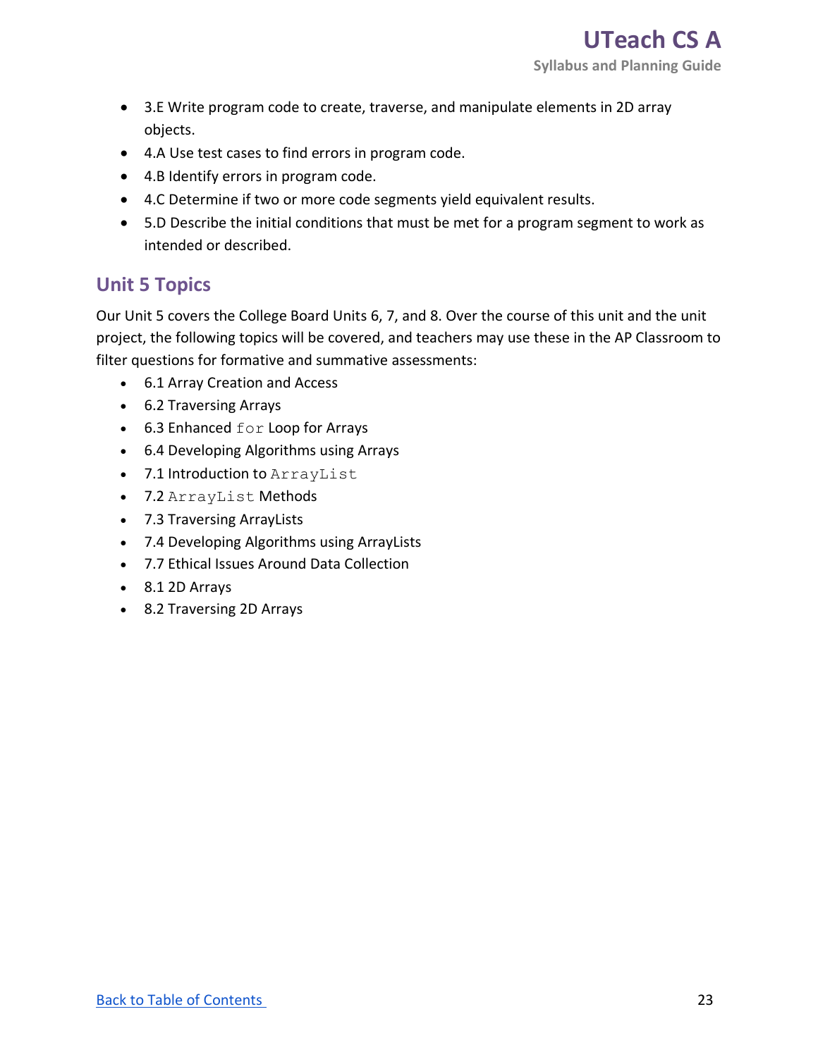- 3.E Write program code to create, traverse, and manipulate elements in 2D array objects.
- 4.A Use test cases to find errors in program code.
- 4.B Identify errors in program code.
- 4.C Determine if two or more code segments yield equivalent results.
- 5.D Describe the initial conditions that must be met for a program segment to work as intended or described.

## Unit 5 Topics

Our Unit 5 covers the College Board Units 6, 7, and 8. Over the course of this unit and the unit project, the following topics will be covered, and teachers may use these in the AP Classroom to filter questions for formative and summative assessments:

- 6.1 Array Creation and Access
- 6.2 Traversing Arrays
- 6.3 Enhanced `for` Loop for Arrays
- 6.4 Developing Algorithms using Arrays
- 7.1 Introduction to `ArrayList`
- 7.2 `ArrayList` Methods
- 7.3 Traversing ArrayLists
- 7.4 Developing Algorithms using ArrayLists
- 7.7 Ethical Issues Around Data Collection
- 8.1 2D Arrays
- 8.2 Traversing 2D Arrays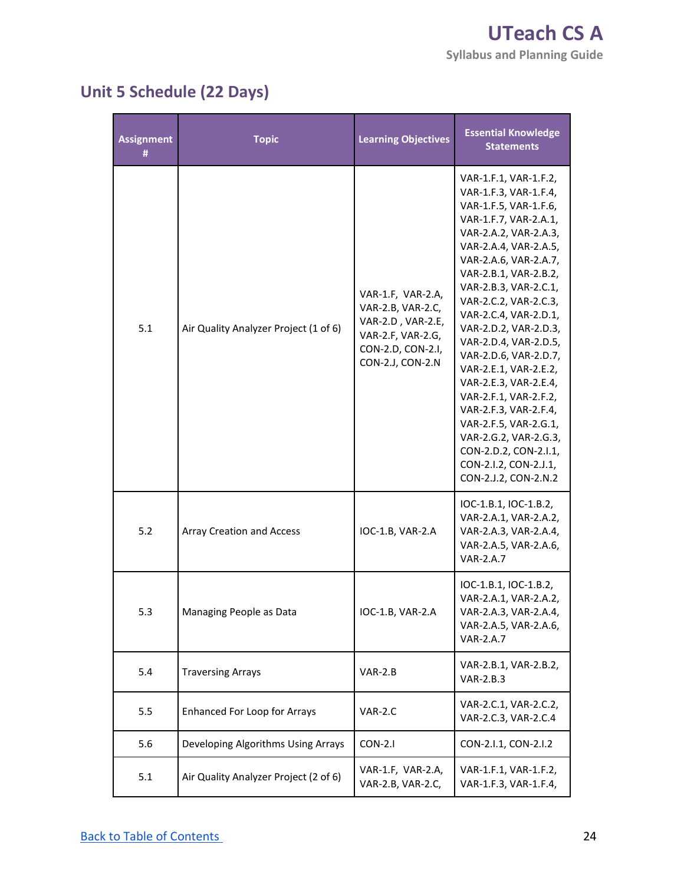## Unit 5 Schedule (22 Days)

| Assignment # | Topic | Learning Objectives | Essential Knowledge Statements |
|---|---|---|---|
| 5.1 | Air Quality Analyzer Project (1 of 6) | VAR-1.F, VAR-2.A, VAR-2.B, VAR-2.C, VAR-2.D , VAR-2.E, VAR-2.F, VAR-2.G, CON-2.D, CON-2.I, CON-2.J, CON-2.N | VAR-1.F.1, VAR-1.F.2, VAR-1.F.3, VAR-1.F.4, VAR-1.F.5, VAR-1.F.6, VAR-1.F.7, VAR-2.A.1, VAR-2.A.2, VAR-2.A.3, VAR-2.A.4, VAR-2.A.5, VAR-2.A.6, VAR-2.A.7, VAR-2.B.1, VAR-2.B.2, VAR-2.B.3, VAR-2.C.1, VAR-2.C.2, VAR-2.C.3, VAR-2.C.4, VAR-2.D.1, VAR-2.D.2, VAR-2.D.3, VAR-2.D.4, VAR-2.D.5, VAR-2.D.6, VAR-2.D.7, VAR-2.E.1, VAR-2.E.2, VAR-2.E.3, VAR-2.E.4, VAR-2.F.1, VAR-2.F.2, VAR-2.F.3, VAR-2.F.4, VAR-2.F.5, VAR-2.G.1, VAR-2.G.2, VAR-2.G.3, CON-2.D.2, CON-2.I.1, CON-2.I.2, CON-2.J.1, CON-2.J.2, CON-2.N.2 |
| 5.2 | Array Creation and Access | IOC-1.B, VAR-2.A | IOC-1.B.1, IOC-1.B.2, VAR-2.A.1, VAR-2.A.2, VAR-2.A.3, VAR-2.A.4, VAR-2.A.5, VAR-2.A.6, VAR-2.A.7 |
| 5.3 | Managing People as Data | IOC-1.B, VAR-2.A | IOC-1.B.1, IOC-1.B.2, VAR-2.A.1, VAR-2.A.2, VAR-2.A.3, VAR-2.A.4, VAR-2.A.5, VAR-2.A.6, VAR-2.A.7 |
| 5.4 | Traversing Arrays | VAR-2.B | VAR-2.B.1, VAR-2.B.2, VAR-2.B.3 |
| 5.5 | Enhanced For Loop for Arrays | VAR-2.C | VAR-2.C.1, VAR-2.C.2, VAR-2.C.3, VAR-2.C.4 |
| 5.6 | Developing Algorithms Using Arrays | CON-2.I | CON-2.I.1, CON-2.I.2 |
| 5.1 | Air Quality Analyzer Project (2 of 6) | VAR-1.F, VAR-2.A, VAR-2.B, VAR-2.C, | VAR-1.F.1, VAR-1.F.2, VAR-1.F.3, VAR-1.F.4, |

[Back to Table of Contents](#)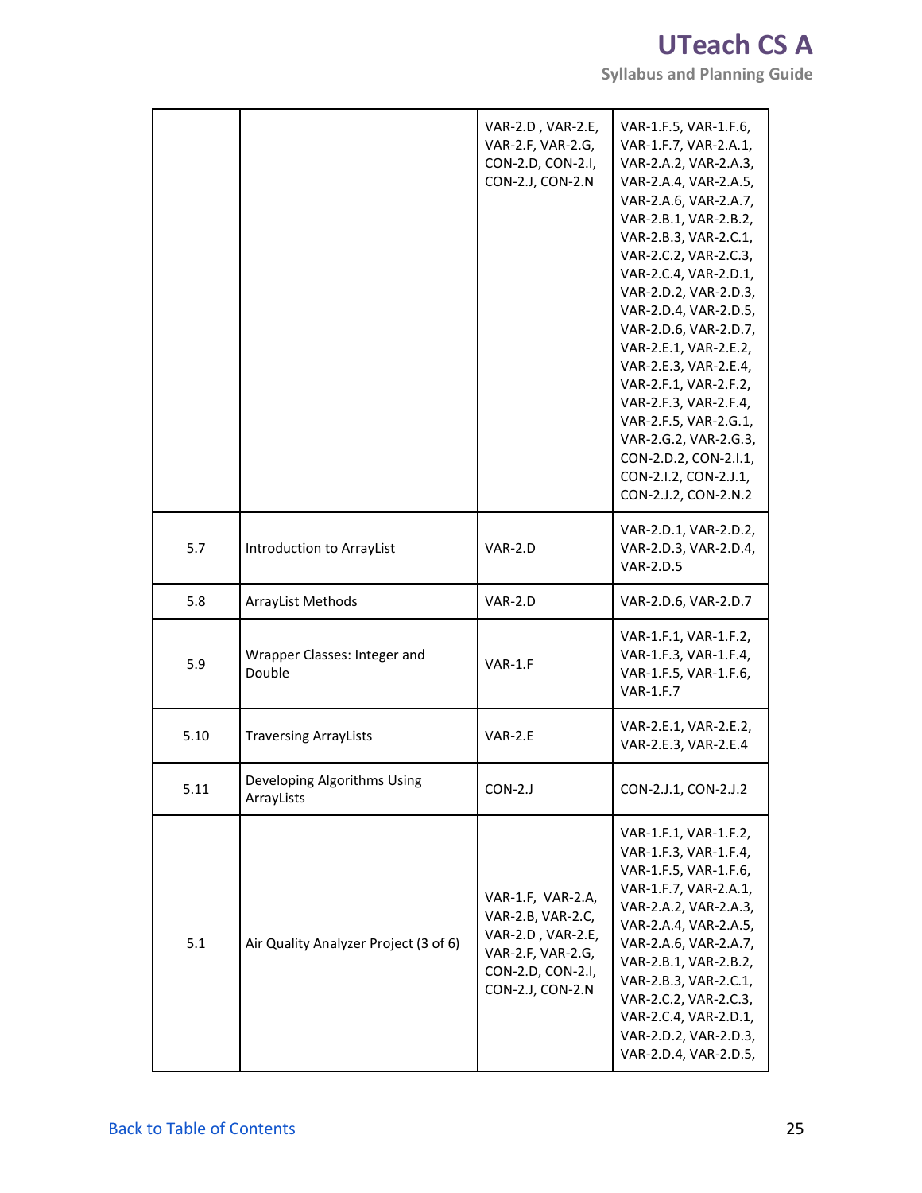| | | | |
|---|---|---|---|
| | | VAR-2.D , VAR-2.E, VAR-2.F, VAR-2.G, CON-2.D, CON-2.I, CON-2.J, CON-2.N | VAR-1.F.5, VAR-1.F.6, VAR-1.F.7, VAR-2.A.1, VAR-2.A.2, VAR-2.A.3, VAR-2.A.4, VAR-2.A.5, VAR-2.A.6, VAR-2.A.7, VAR-2.B.1, VAR-2.B.2, VAR-2.B.3, VAR-2.C.1, VAR-2.C.2, VAR-2.C.3, VAR-2.C.4, VAR-2.D.1, VAR-2.D.2, VAR-2.D.3, VAR-2.D.4, VAR-2.D.5, VAR-2.D.6, VAR-2.D.7, VAR-2.E.1, VAR-2.E.2, VAR-2.E.3, VAR-2.E.4, VAR-2.F.1, VAR-2.F.2, VAR-2.F.3, VAR-2.F.4, VAR-2.F.5, VAR-2.G.1, VAR-2.G.2, VAR-2.G.3, CON-2.D.2, CON-2.I.1, CON-2.I.2, CON-2.J.1, CON-2.J.2, CON-2.N.2 |
| 5.7 | Introduction to ArrayList | VAR-2.D | VAR-2.D.1, VAR-2.D.2, VAR-2.D.3, VAR-2.D.4, VAR-2.D.5 |
| 5.8 | ArrayList Methods | VAR-2.D | VAR-2.D.6, VAR-2.D.7 |
| 5.9 | Wrapper Classes: Integer and Double | VAR-1.F | VAR-1.F.1, VAR-1.F.2, VAR-1.F.3, VAR-1.F.4, VAR-1.F.5, VAR-1.F.6, VAR-1.F.7 |
| 5.10 | Traversing ArrayLists | VAR-2.E | VAR-2.E.1, VAR-2.E.2, VAR-2.E.3, VAR-2.E.4 |
| 5.11 | Developing Algorithms Using ArrayLists | CON-2.J | CON-2.J.1, CON-2.J.2 |
| 5.1 | Air Quality Analyzer Project (3 of 6) | VAR-1.F, VAR-2.A, VAR-2.B, VAR-2.C, VAR-2.D , VAR-2.E, VAR-2.F, VAR-2.G, CON-2.D, CON-2.I, CON-2.J, CON-2.N | VAR-1.F.1, VAR-1.F.2, VAR-1.F.3, VAR-1.F.4, VAR-1.F.5, VAR-1.F.6, VAR-1.F.7, VAR-2.A.1, VAR-2.A.2, VAR-2.A.3, VAR-2.A.4, VAR-2.A.5, VAR-2.A.6, VAR-2.A.7, VAR-2.B.1, VAR-2.B.2, VAR-2.B.3, VAR-2.C.1, VAR-2.C.2, VAR-2.C.3, VAR-2.C.4, VAR-2.D.1, VAR-2.D.2, VAR-2.D.3, VAR-2.D.4, VAR-2.D.5, |

[Back to Table of Contents](#)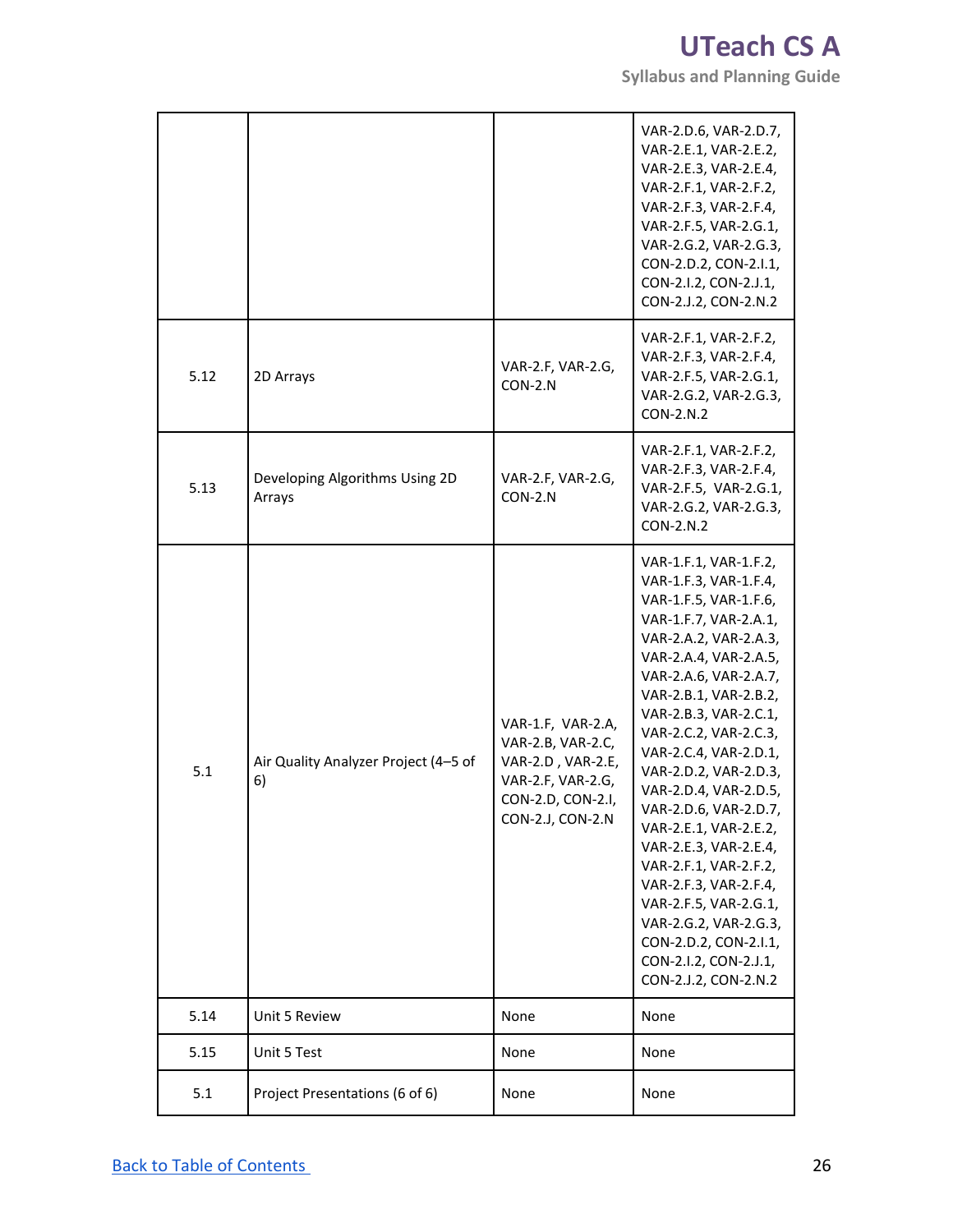| | | | |
|---|---|---|---|
| | | | VAR-2.D.6, VAR-2.D.7, VAR-2.E.1, VAR-2.E.2, VAR-2.E.3, VAR-2.E.4, VAR-2.F.1, VAR-2.F.2, VAR-2.F.3, VAR-2.F.4, VAR-2.F.5, VAR-2.G.1, VAR-2.G.2, VAR-2.G.3, CON-2.D.2, CON-2.I.1, CON-2.I.2, CON-2.J.1, CON-2.J.2, CON-2.N.2 |
| 5.12 | 2D Arrays | VAR-2.F, VAR-2.G, CON-2.N | VAR-2.F.1, VAR-2.F.2, VAR-2.F.3, VAR-2.F.4, VAR-2.F.5, VAR-2.G.1, VAR-2.G.2, VAR-2.G.3, CON-2.N.2 |
| 5.13 | Developing Algorithms Using 2D Arrays | VAR-2.F, VAR-2.G, CON-2.N | VAR-2.F.1, VAR-2.F.2, VAR-2.F.3, VAR-2.F.4, VAR-2.F.5, VAR-2.G.1, VAR-2.G.2, VAR-2.G.3, CON-2.N.2 |
| 5.1 | Air Quality Analyzer Project (4–5 of 6) | VAR-1.F, VAR-2.A, VAR-2.B, VAR-2.C, VAR-2.D , VAR-2.E, VAR-2.F, VAR-2.G, CON-2.D, CON-2.I, CON-2.J, CON-2.N | VAR-1.F.1, VAR-1.F.2, VAR-1.F.3, VAR-1.F.4, VAR-1.F.5, VAR-1.F.6, VAR-1.F.7, VAR-2.A.1, VAR-2.A.2, VAR-2.A.3, VAR-2.A.4, VAR-2.A.5, VAR-2.A.6, VAR-2.A.7, VAR-2.B.1, VAR-2.B.2, VAR-2.B.3, VAR-2.C.1, VAR-2.C.2, VAR-2.C.3, VAR-2.C.4, VAR-2.D.1, VAR-2.D.2, VAR-2.D.3, VAR-2.D.4, VAR-2.D.5, VAR-2.D.6, VAR-2.D.7, VAR-2.E.1, VAR-2.E.2, VAR-2.E.3, VAR-2.E.4, VAR-2.F.1, VAR-2.F.2, VAR-2.F.3, VAR-2.F.4, VAR-2.F.5, VAR-2.G.1, VAR-2.G.2, VAR-2.G.3, CON-2.D.2, CON-2.I.1, CON-2.I.2, CON-2.J.1, CON-2.J.2, CON-2.N.2 |
| 5.14 | Unit 5 Review | None | None |
| 5.15 | Unit 5 Test | None | None |
| 5.1 | Project Presentations (6 of 6) | None | None |

Back to Table of Contents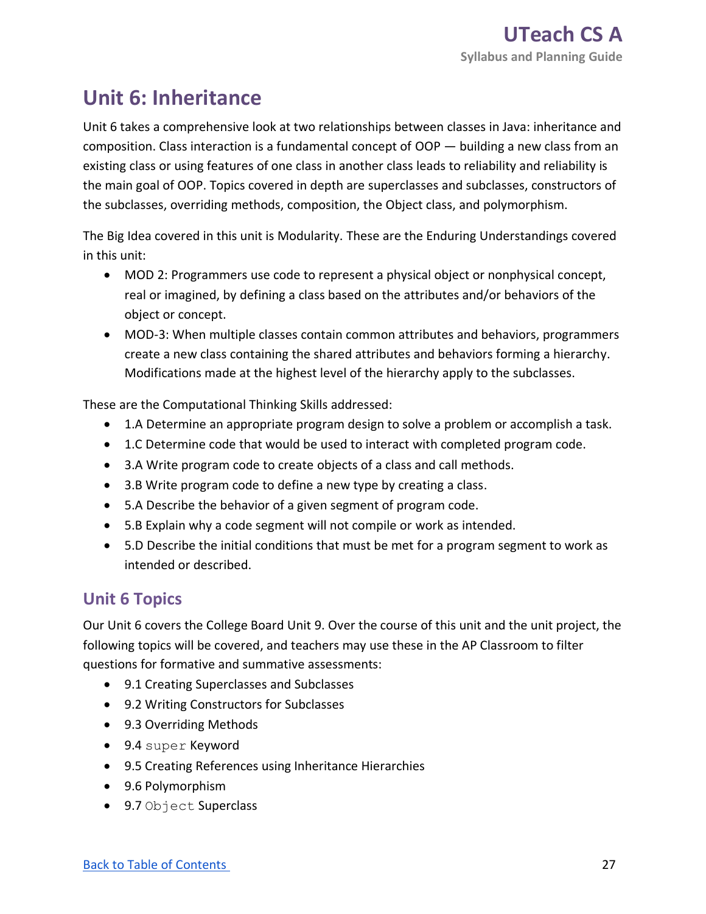# Unit 6: Inheritance

Unit 6 takes a comprehensive look at two relationships between classes in Java: inheritance and composition. Class interaction is a fundamental concept of OOP — building a new class from an existing class or using features of one class in another class leads to reliability and reliability is the main goal of OOP. Topics covered in depth are superclasses and subclasses, constructors of the subclasses, overriding methods, composition, the Object class, and polymorphism.

The Big Idea covered in this unit is Modularity. These are the Enduring Understandings covered in this unit:

- MOD 2: Programmers use code to represent a physical object or nonphysical concept, real or imagined, by defining a class based on the attributes and/or behaviors of the object or concept.
- MOD-3: When multiple classes contain common attributes and behaviors, programmers create a new class containing the shared attributes and behaviors forming a hierarchy. Modifications made at the highest level of the hierarchy apply to the subclasses.

These are the Computational Thinking Skills addressed:

- 1.A Determine an appropriate program design to solve a problem or accomplish a task.
- 1.C Determine code that would be used to interact with completed program code.
- 3.A Write program code to create objects of a class and call methods.
- 3.B Write program code to define a new type by creating a class.
- 5.A Describe the behavior of a given segment of program code.
- 5.B Explain why a code segment will not compile or work as intended.
- 5.D Describe the initial conditions that must be met for a program segment to work as intended or described.

## Unit 6 Topics

Our Unit 6 covers the College Board Unit 9. Over the course of this unit and the unit project, the following topics will be covered, and teachers may use these in the AP Classroom to filter questions for formative and summative assessments:

- 9.1 Creating Superclasses and Subclasses
- 9.2 Writing Constructors for Subclasses
- 9.3 Overriding Methods
- 9.4 `super` Keyword
- 9.5 Creating References using Inheritance Hierarchies
- 9.6 Polymorphism
- 9.7 `Object` Superclass

[Back to Table of Contents]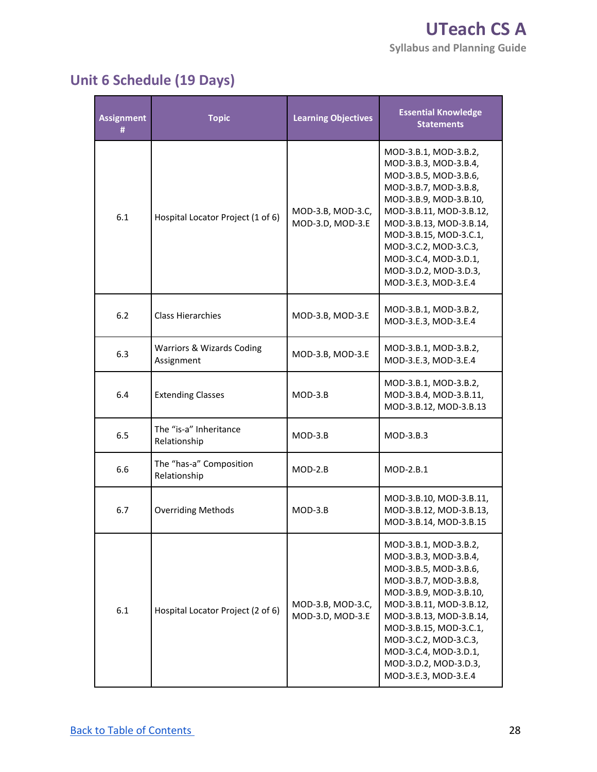## Unit 6 Schedule (19 Days)

| Assignment # | Topic | Learning Objectives | Essential Knowledge Statements |
|---|---|---|---|
| 6.1 | Hospital Locator Project (1 of 6) | MOD-3.B, MOD-3.C, MOD-3.D, MOD-3.E | MOD-3.B.1, MOD-3.B.2, MOD-3.B.3, MOD-3.B.4, MOD-3.B.5, MOD-3.B.6, MOD-3.B.7, MOD-3.B.8, MOD-3.B.9, MOD-3.B.10, MOD-3.B.11, MOD-3.B.12, MOD-3.B.13, MOD-3.B.14, MOD-3.B.15, MOD-3.C.1, MOD-3.C.2, MOD-3.C.3, MOD-3.C.4, MOD-3.D.1, MOD-3.D.2, MOD-3.D.3, MOD-3.E.3, MOD-3.E.4 |
| 6.2 | Class Hierarchies | MOD-3.B, MOD-3.E | MOD-3.B.1, MOD-3.B.2, MOD-3.E.3, MOD-3.E.4 |
| 6.3 | Warriors & Wizards Coding Assignment | MOD-3.B, MOD-3.E | MOD-3.B.1, MOD-3.B.2, MOD-3.E.3, MOD-3.E.4 |
| 6.4 | Extending Classes | MOD-3.B | MOD-3.B.1, MOD-3.B.2, MOD-3.B.4, MOD-3.B.11, MOD-3.B.12, MOD-3.B.13 |
| 6.5 | The “is-a” Inheritance Relationship | MOD-3.B | MOD-3.B.3 |
| 6.6 | The “has-a” Composition Relationship | MOD-2.B | MOD-2.B.1 |
| 6.7 | Overriding Methods | MOD-3.B | MOD-3.B.10, MOD-3.B.11, MOD-3.B.12, MOD-3.B.13, MOD-3.B.14, MOD-3.B.15 |
| 6.1 | Hospital Locator Project (2 of 6) | MOD-3.B, MOD-3.C, MOD-3.D, MOD-3.E | MOD-3.B.1, MOD-3.B.2, MOD-3.B.3, MOD-3.B.4, MOD-3.B.5, MOD-3.B.6, MOD-3.B.7, MOD-3.B.8, MOD-3.B.9, MOD-3.B.10, MOD-3.B.11, MOD-3.B.12, MOD-3.B.13, MOD-3.B.14, MOD-3.B.15, MOD-3.C.1, MOD-3.C.2, MOD-3.C.3, MOD-3.C.4, MOD-3.D.1, MOD-3.D.2, MOD-3.D.3, MOD-3.E.3, MOD-3.E.4 |

[Back to Table of Contents](#)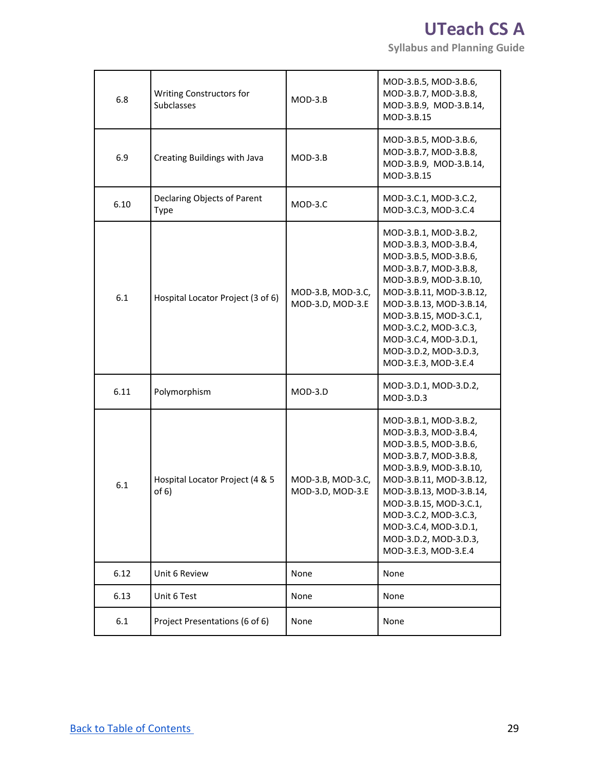| 6.8 | Writing Constructors for Subclasses | MOD-3.B | MOD-3.B.5, MOD-3.B.6, MOD-3.B.7, MOD-3.B.8, MOD-3.B.9, MOD-3.B.14, MOD-3.B.15 |
|---|---|---|---|
| 6.9 | Creating Buildings with Java | MOD-3.B | MOD-3.B.5, MOD-3.B.6, MOD-3.B.7, MOD-3.B.8, MOD-3.B.9, MOD-3.B.14, MOD-3.B.15 |
| 6.10 | Declaring Objects of Parent Type | MOD-3.C | MOD-3.C.1, MOD-3.C.2, MOD-3.C.3, MOD-3.C.4 |
| 6.1 | Hospital Locator Project (3 of 6) | MOD-3.B, MOD-3.C, MOD-3.D, MOD-3.E | MOD-3.B.1, MOD-3.B.2, MOD-3.B.3, MOD-3.B.4, MOD-3.B.5, MOD-3.B.6, MOD-3.B.7, MOD-3.B.8, MOD-3.B.9, MOD-3.B.10, MOD-3.B.11, MOD-3.B.12, MOD-3.B.13, MOD-3.B.14, MOD-3.B.15, MOD-3.C.1, MOD-3.C.2, MOD-3.C.3, MOD-3.C.4, MOD-3.D.1, MOD-3.D.2, MOD-3.D.3, MOD-3.E.3, MOD-3.E.4 |
| 6.11 | Polymorphism | MOD-3.D | MOD-3.D.1, MOD-3.D.2, MOD-3.D.3 |
| 6.1 | Hospital Locator Project (4 & 5 of 6) | MOD-3.B, MOD-3.C, MOD-3.D, MOD-3.E | MOD-3.B.1, MOD-3.B.2, MOD-3.B.3, MOD-3.B.4, MOD-3.B.5, MOD-3.B.6, MOD-3.B.7, MOD-3.B.8, MOD-3.B.9, MOD-3.B.10, MOD-3.B.11, MOD-3.B.12, MOD-3.B.13, MOD-3.B.14, MOD-3.B.15, MOD-3.C.1, MOD-3.C.2, MOD-3.C.3, MOD-3.C.4, MOD-3.D.1, MOD-3.D.2, MOD-3.D.3, MOD-3.E.3, MOD-3.E.4 |
| 6.12 | Unit 6 Review | None | None |
| 6.13 | Unit 6 Test | None | None |
| 6.1 | Project Presentations (6 of 6) | None | None |

Back to Table of Contents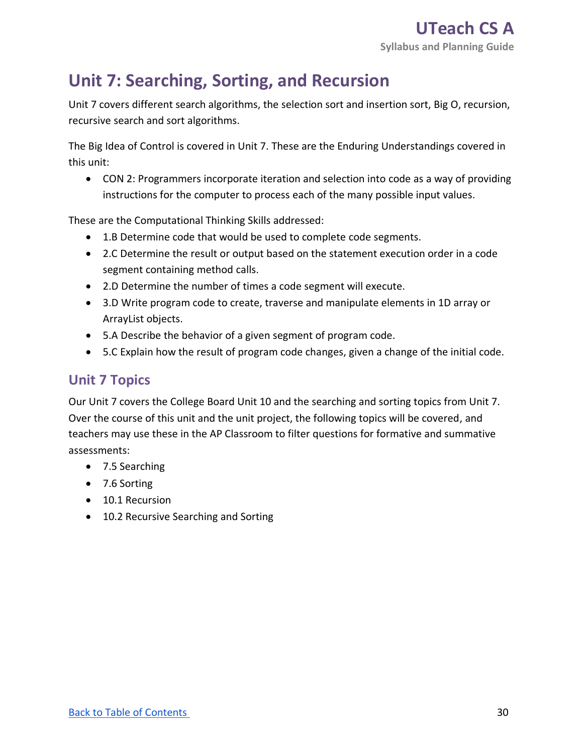# Unit 7: Searching, Sorting, and Recursion

Unit 7 covers different search algorithms, the selection sort and insertion sort, Big O, recursion, recursive search and sort algorithms.

The Big Idea of Control is covered in Unit 7. These are the Enduring Understandings covered in this unit:

- CON 2: Programmers incorporate iteration and selection into code as a way of providing instructions for the computer to process each of the many possible input values.

These are the Computational Thinking Skills addressed:

- 1.B Determine code that would be used to complete code segments.
- 2.C Determine the result or output based on the statement execution order in a code segment containing method calls.
- 2.D Determine the number of times a code segment will execute.
- 3.D Write program code to create, traverse and manipulate elements in 1D array or ArrayList objects.
- 5.A Describe the behavior of a given segment of program code.
- 5.C Explain how the result of program code changes, given a change of the initial code.

## Unit 7 Topics

Our Unit 7 covers the College Board Unit 10 and the searching and sorting topics from Unit 7. Over the course of this unit and the unit project, the following topics will be covered, and teachers may use these in the AP Classroom to filter questions for formative and summative assessments:

- 7.5 Searching
- 7.6 Sorting
- 10.1 Recursion
- 10.2 Recursive Searching and Sorting

[Back to Table of Contents](#)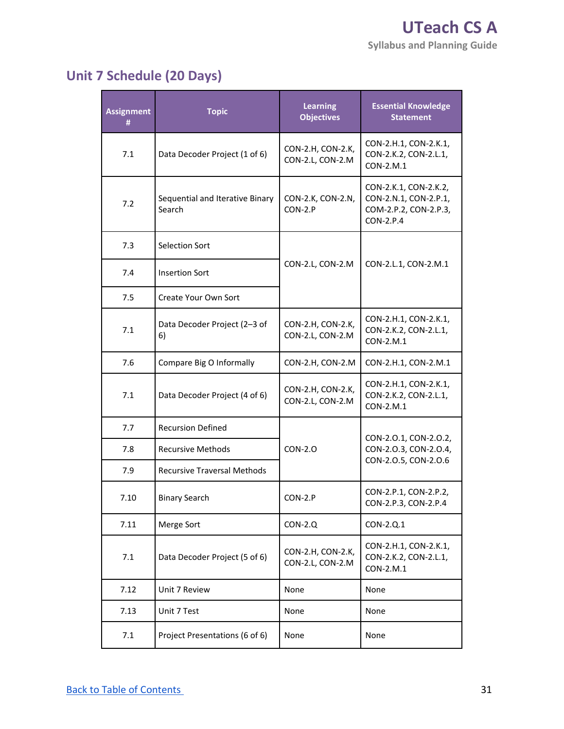## Unit 7 Schedule (20 Days)

| Assignment # | Topic | Learning Objectives | Essential Knowledge Statement |
|---|---|---|---|
| 7.1 | Data Decoder Project (1 of 6) | CON-2.H, CON-2.K, CON-2.L, CON-2.M | CON-2.H.1, CON-2.K.1, CON-2.K.2, CON-2.L.1, CON-2.M.1 |
| 7.2 | Sequential and Iterative Binary Search | CON-2.K, CON-2.N, CON-2.P | CON-2.K.1, CON-2.K.2, CON-2.N.1, CON-2.P.1, COM-2.P.2, CON-2.P.3, CON-2.P.4 |
| 7.3 | Selection Sort | CON-2.L, CON-2.M | CON-2.L.1, CON-2.M.1 |
| 7.4 | Insertion Sort | | |
| 7.5 | Create Your Own Sort | | |
| 7.1 | Data Decoder Project (2–3 of 6) | CON-2.H, CON-2.K, CON-2.L, CON-2.M | CON-2.H.1, CON-2.K.1, CON-2.K.2, CON-2.L.1, CON-2.M.1 |
| 7.6 | Compare Big O Informally | CON-2.H, CON-2.M | CON-2.H.1, CON-2.M.1 |
| 7.1 | Data Decoder Project (4 of 6) | CON-2.H, CON-2.K, CON-2.L, CON-2.M | CON-2.H.1, CON-2.K.1, CON-2.K.2, CON-2.L.1, CON-2.M.1 |
| 7.7 | Recursion Defined | CON-2.O | CON-2.O.1, CON-2.O.2, CON-2.O.3, CON-2.O.4, CON-2.O.5, CON-2.O.6 |
| 7.8 | Recursive Methods | | |
| 7.9 | Recursive Traversal Methods | | |
| 7.10 | Binary Search | CON-2.P | CON-2.P.1, CON-2.P.2, CON-2.P.3, CON-2.P.4 |
| 7.11 | Merge Sort | CON-2.Q | CON-2.Q.1 |
| 7.1 | Data Decoder Project (5 of 6) | CON-2.H, CON-2.K, CON-2.L, CON-2.M | CON-2.H.1, CON-2.K.1, CON-2.K.2, CON-2.L.1, CON-2.M.1 |
| 7.12 | Unit 7 Review | None | None |
| 7.13 | Unit 7 Test | None | None |
| 7.1 | Project Presentations (6 of 6) | None | None |

Back to Table of Contents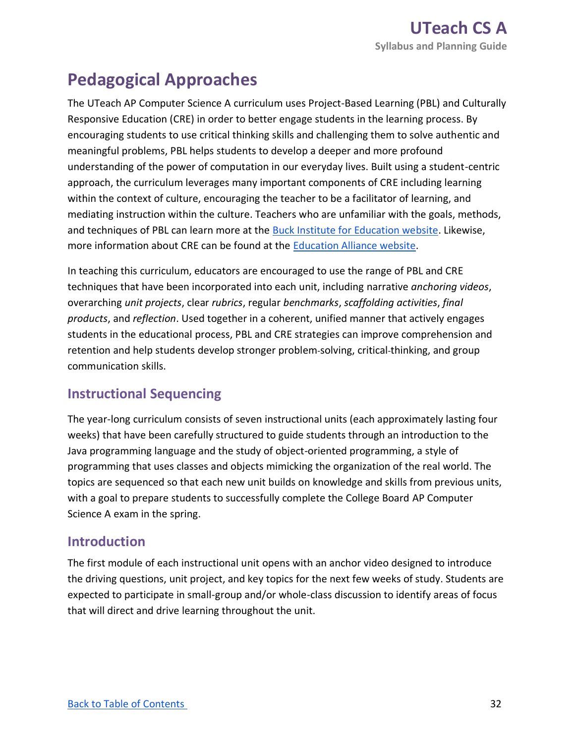# Pedagogical Approaches

The UTeach AP Computer Science A curriculum uses Project-Based Learning (PBL) and Culturally Responsive Education (CRE) in order to better engage students in the learning process. By encouraging students to use critical thinking skills and challenging them to solve authentic and meaningful problems, PBL helps students to develop a deeper and more profound understanding of the power of computation in our everyday lives. Built using a student-centric approach, the curriculum leverages many important components of CRE including learning within the context of culture, encouraging the teacher to be a facilitator of learning, and mediating instruction within the culture. Teachers who are unfamiliar with the goals, methods, and techniques of PBL can learn more at the Buck Institute for Education website. Likewise, more information about CRE can be found at the Education Alliance website.

In teaching this curriculum, educators are encouraged to use the range of PBL and CRE techniques that have been incorporated into each unit, including narrative *anchoring videos*, overarching *unit projects*, clear *rubrics*, regular *benchmarks*, *scaffolding activities*, *final products*, and *reflection*. Used together in a coherent, unified manner that actively engages students in the educational process, PBL and CRE strategies can improve comprehension and retention and help students develop stronger problem-solving, critical-thinking, and group communication skills.

## Instructional Sequencing

The year-long curriculum consists of seven instructional units (each approximately lasting four weeks) that have been carefully structured to guide students through an introduction to the Java programming language and the study of object-oriented programming, a style of programming that uses classes and objects mimicking the organization of the real world. The topics are sequenced so that each new unit builds on knowledge and skills from previous units, with a goal to prepare students to successfully complete the College Board AP Computer Science A exam in the spring.

## Introduction

The first module of each instructional unit opens with an anchor video designed to introduce the driving questions, unit project, and key topics for the next few weeks of study. Students are expected to participate in small-group and/or whole-class discussion to identify areas of focus that will direct and drive learning throughout the unit.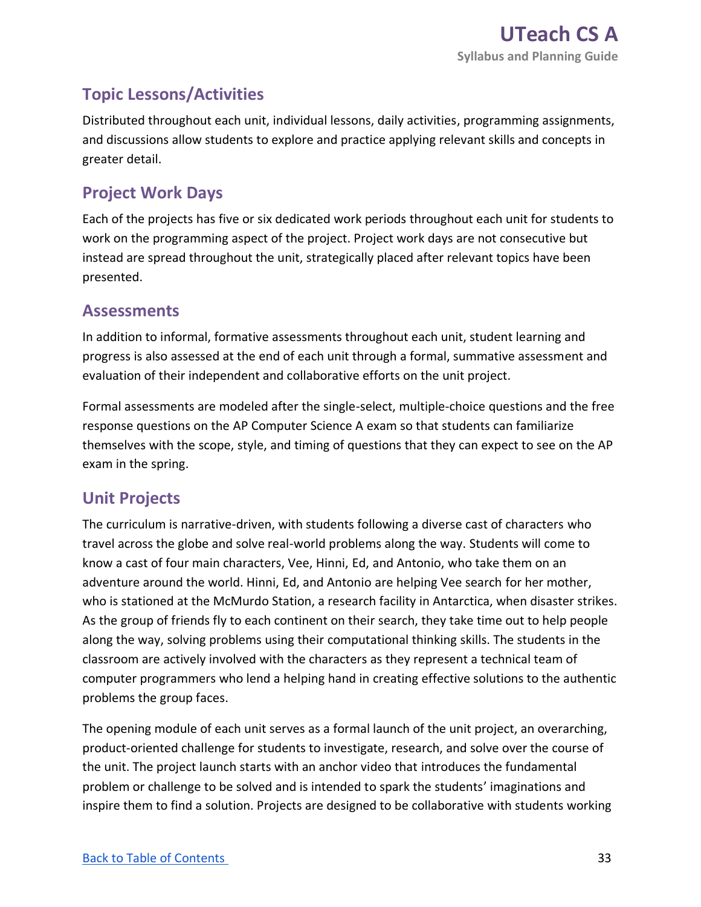## Topic Lessons/Activities

Distributed throughout each unit, individual lessons, daily activities, programming assignments, and discussions allow students to explore and practice applying relevant skills and concepts in greater detail.

## Project Work Days

Each of the projects has five or six dedicated work periods throughout each unit for students to work on the programming aspect of the project. Project work days are not consecutive but instead are spread throughout the unit, strategically placed after relevant topics have been presented.

## Assessments

In addition to informal, formative assessments throughout each unit, student learning and progress is also assessed at the end of each unit through a formal, summative assessment and evaluation of their independent and collaborative efforts on the unit project.

Formal assessments are modeled after the single-select, multiple-choice questions and the free response questions on the AP Computer Science A exam so that students can familiarize themselves with the scope, style, and timing of questions that they can expect to see on the AP exam in the spring.

## Unit Projects

The curriculum is narrative-driven, with students following a diverse cast of characters who travel across the globe and solve real-world problems along the way. Students will come to know a cast of four main characters, Vee, Hinni, Ed, and Antonio, who take them on an adventure around the world. Hinni, Ed, and Antonio are helping Vee search for her mother, who is stationed at the McMurdo Station, a research facility in Antarctica, when disaster strikes. As the group of friends fly to each continent on their search, they take time out to help people along the way, solving problems using their computational thinking skills. The students in the classroom are actively involved with the characters as they represent a technical team of computer programmers who lend a helping hand in creating effective solutions to the authentic problems the group faces.

The opening module of each unit serves as a formal launch of the unit project, an overarching, product-oriented challenge for students to investigate, research, and solve over the course of the unit. The project launch starts with an anchor video that introduces the fundamental problem or challenge to be solved and is intended to spark the students' imaginations and inspire them to find a solution. Projects are designed to be collaborative with students working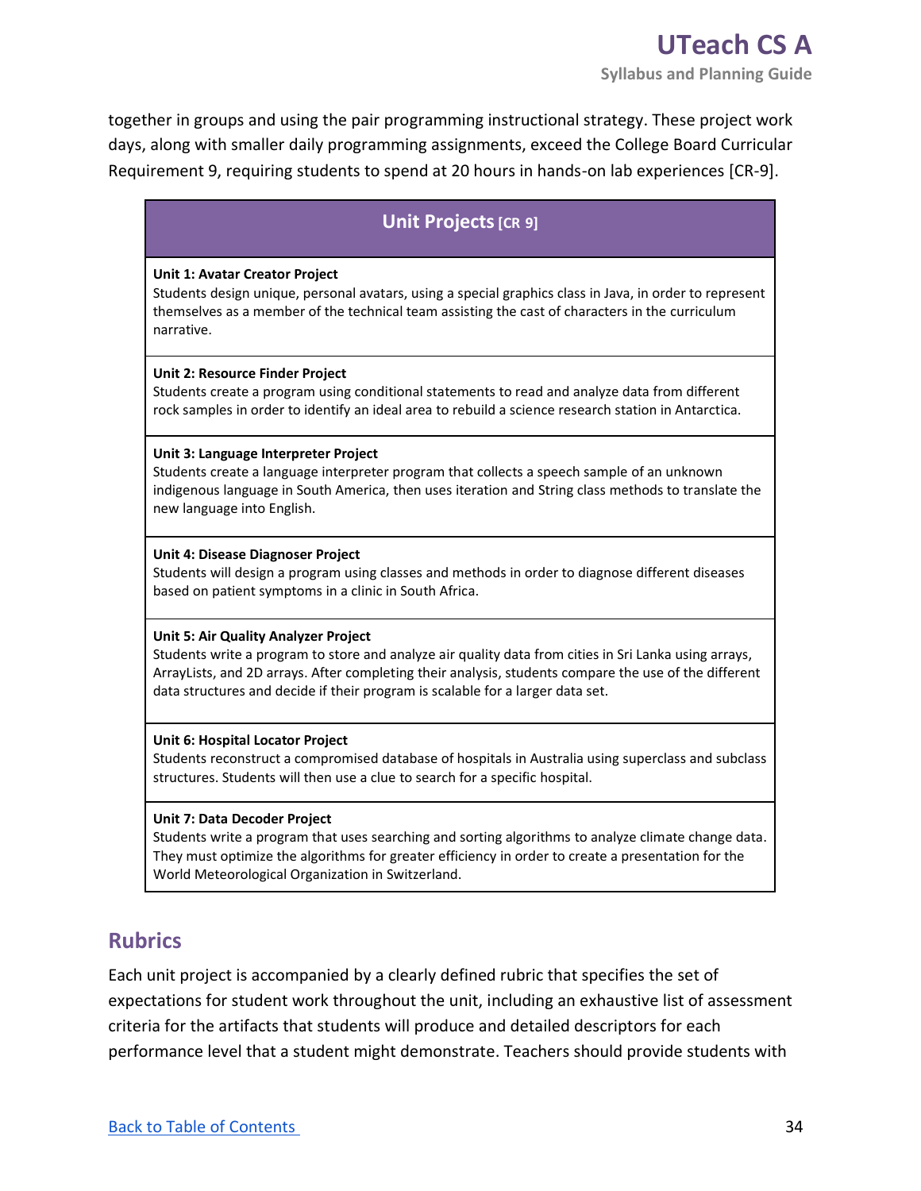together in groups and using the pair programming instructional strategy. These project work days, along with smaller daily programming assignments, exceed the College Board Curricular Requirement 9, requiring students to spend at 20 hours in hands-on lab experiences [CR-9].

| Unit Projects [CR 9] |
|---|
| **Unit 1: Avatar Creator Project**<br>Students design unique, personal avatars, using a special graphics class in Java, in order to represent themselves as a member of the technical team assisting the cast of characters in the curriculum narrative. |
| **Unit 2: Resource Finder Project**<br>Students create a program using conditional statements to read and analyze data from different rock samples in order to identify an ideal area to rebuild a science research station in Antarctica. |
| **Unit 3: Language Interpreter Project**<br>Students create a language interpreter program that collects a speech sample of an unknown indigenous language in South America, then uses iteration and String class methods to translate the new language into English. |
| **Unit 4: Disease Diagnoser Project**<br>Students will design a program using classes and methods in order to diagnose different diseases based on patient symptoms in a clinic in South Africa. |
| **Unit 5: Air Quality Analyzer Project**<br>Students write a program to store and analyze air quality data from cities in Sri Lanka using arrays, ArrayLists, and 2D arrays. After completing their analysis, students compare the use of the different data structures and decide if their program is scalable for a larger data set. |
| **Unit 6: Hospital Locator Project**<br>Students reconstruct a compromised database of hospitals in Australia using superclass and subclass structures. Students will then use a clue to search for a specific hospital. |
| **Unit 7: Data Decoder Project**<br>Students write a program that uses searching and sorting algorithms to analyze climate change data. They must optimize the algorithms for greater efficiency in order to create a presentation for the World Meteorological Organization in Switzerland. |

## Rubrics

Each unit project is accompanied by a clearly defined rubric that specifies the set of expectations for student work throughout the unit, including an exhaustive list of assessment criteria for the artifacts that students will produce and detailed descriptors for each performance level that a student might demonstrate. Teachers should provide students with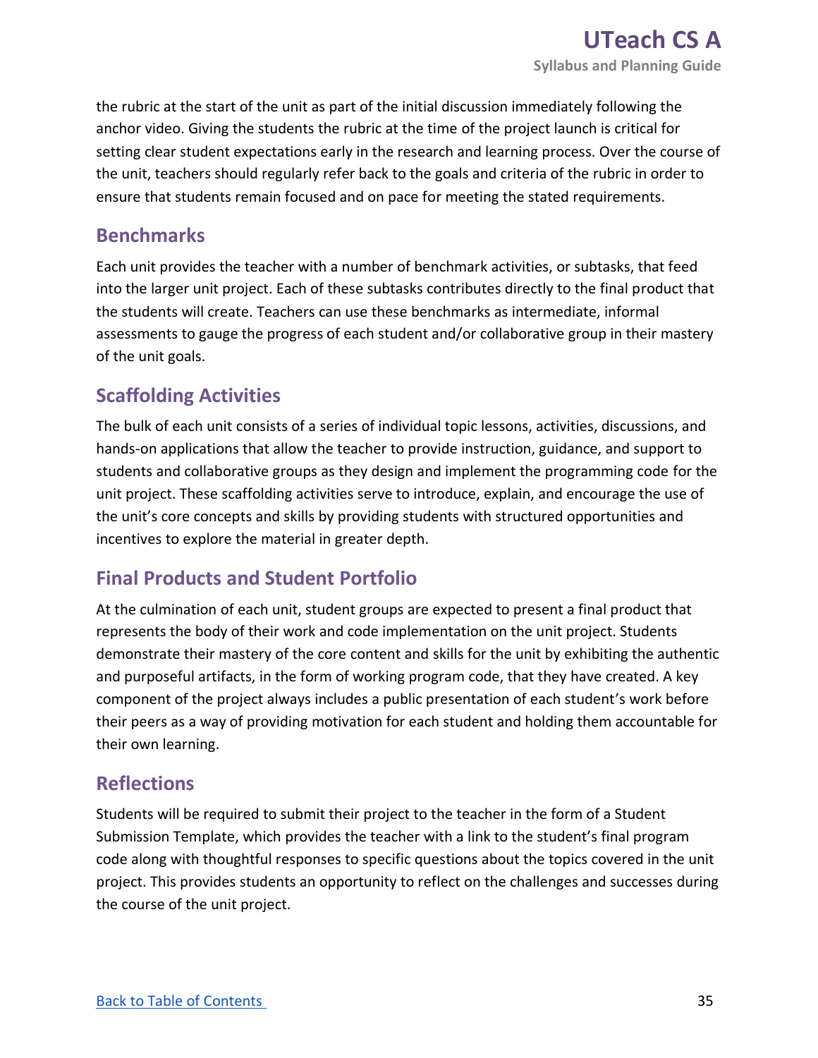the rubric at the start of the unit as part of the initial discussion immediately following the anchor video. Giving the students the rubric at the time of the project launch is critical for setting clear student expectations early in the research and learning process. Over the course of the unit, teachers should regularly refer back to the goals and criteria of the rubric in order to ensure that students remain focused and on pace for meeting the stated requirements.

## Benchmarks

Each unit provides the teacher with a number of benchmark activities, or subtasks, that feed into the larger unit project. Each of these subtasks contributes directly to the final product that the students will create. Teachers can use these benchmarks as intermediate, informal assessments to gauge the progress of each student and/or collaborative group in their mastery of the unit goals.

## Scaffolding Activities

The bulk of each unit consists of a series of individual topic lessons, activities, discussions, and hands-on applications that allow the teacher to provide instruction, guidance, and support to students and collaborative groups as they design and implement the programming code for the unit project. These scaffolding activities serve to introduce, explain, and encourage the use of the unit's core concepts and skills by providing students with structured opportunities and incentives to explore the material in greater depth.

## Final Products and Student Portfolio

At the culmination of each unit, student groups are expected to present a final product that represents the body of their work and code implementation on the unit project. Students demonstrate their mastery of the core content and skills for the unit by exhibiting the authentic and purposeful artifacts, in the form of working program code, that they have created. A key component of the project always includes a public presentation of each student's work before their peers as a way of providing motivation for each student and holding them accountable for their own learning.

## Reflections

Students will be required to submit their project to the teacher in the form of a Student Submission Template, which provides the teacher with a link to the student's final program code along with thoughtful responses to specific questions about the topics covered in the unit project. This provides students an opportunity to reflect on the challenges and successes during the course of the unit project.

[Back to Table of Contents](#)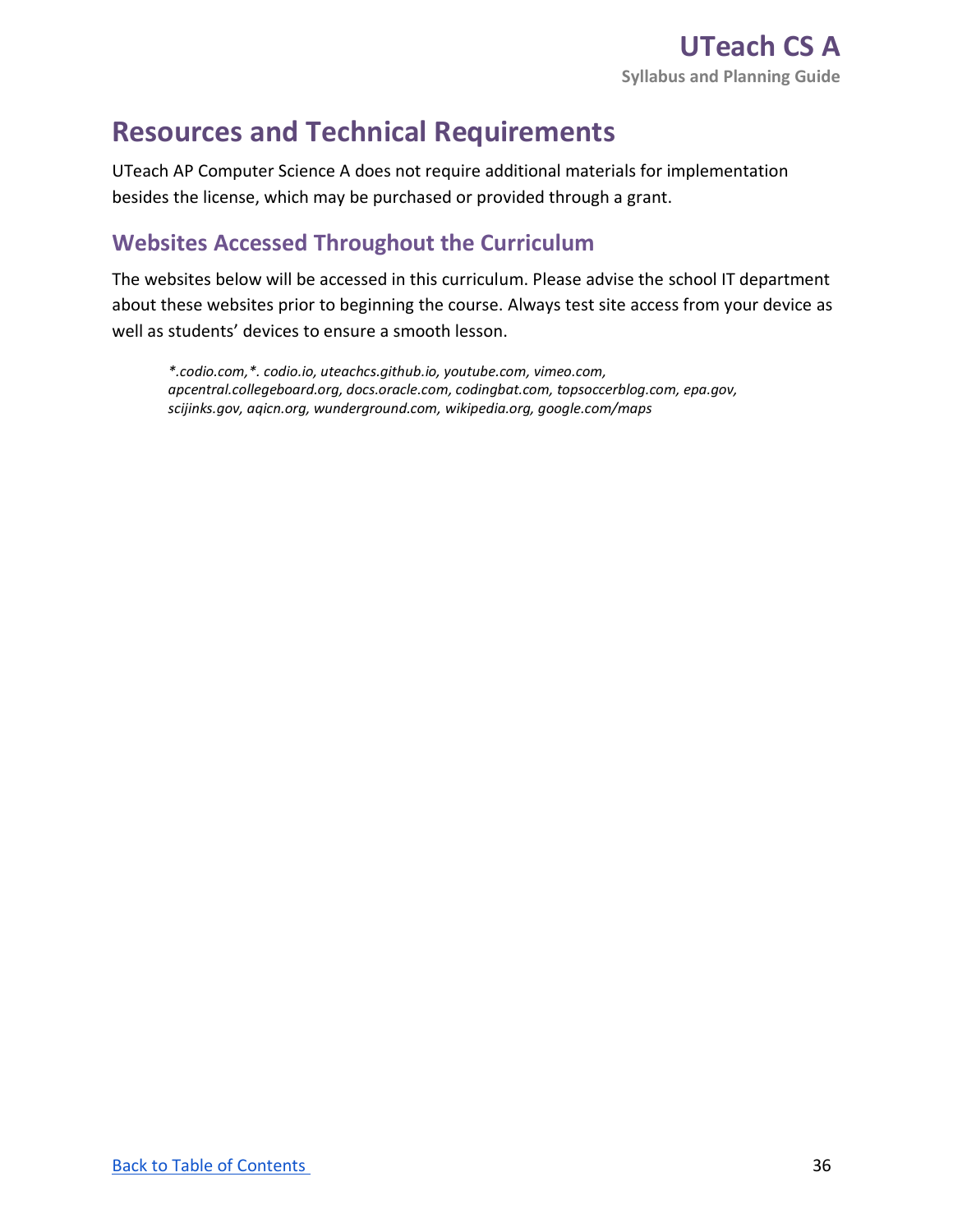# Resources and Technical Requirements

UTeach AP Computer Science A does not require additional materials for implementation besides the license, which may be purchased or provided through a grant.

## Websites Accessed Throughout the Curriculum

The websites below will be accessed in this curriculum. Please advise the school IT department about these websites prior to beginning the course. Always test site access from your device as well as students' devices to ensure a smooth lesson.

> *\*.codio.com,\*. codio.io, uteachcs.github.io, youtube.com, vimeo.com, apcentral.collegeboard.org, docs.oracle.com, codingbat.com, topsoccerblog.com, epa.gov, scijinks.gov, aqicn.org, wunderground.com, wikipedia.org, google.com/maps*

[Back to Table of Contents](#)